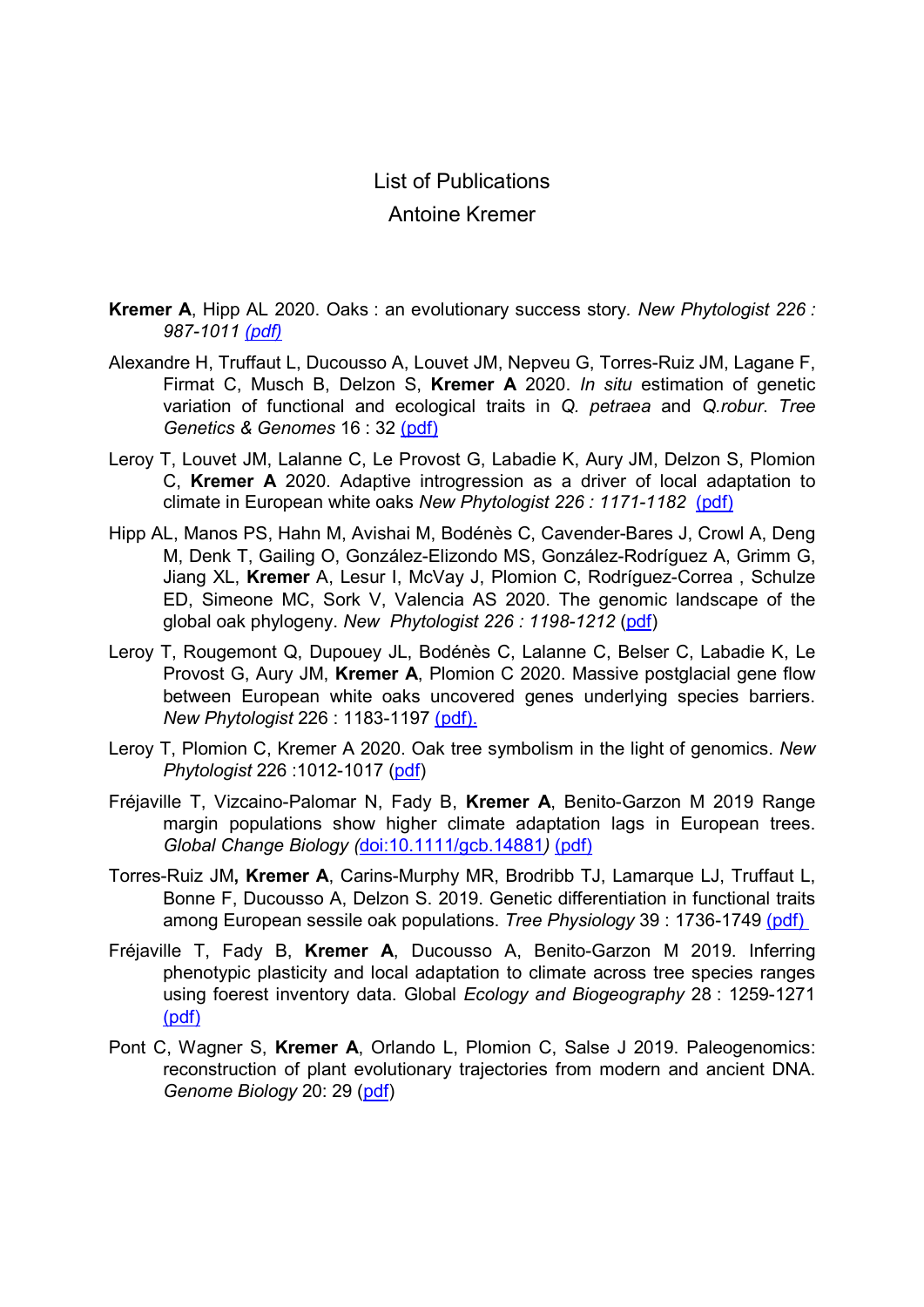# List of Publications

## Antoine Kremer

**Kremer A**, Hipp AL 2020. Oaks : an evolutionary success story. *New Phytologist 226 : 987-1011* (pdf)

Alexandre H, Truffaut L, Ducousso A, Louvet JM, Nepveu G, Torres-Ruiz JM, Lagane F, Firmat C, Musch B, Delzon S, **Kremer A** 2020. *In situ* estimation of genetic variation of functional and ecological traits in *Q. petraea* and *Q.robur*. *Tree Genetics & Genomes* 16 : 32 (pdf)

Leroy T, Louvet JM, Lalanne C, Le Provost G, Labadie K, Aury JM, Delzon S, Plomion C, **Kremer A** 2020. Adaptive introgression as a driver of local adaptation to climate in European white oaks *New Phytologist 226 : 1171-1182* (pdf)

Hipp AL, Manos PS, Hahn M, Avishai M, Bodénès C, Cavender-Bares J, Crowl A, Deng M, Denk T, Gailing O, González-Elizondo MS, González-Rodríguez A, Grimm G, Jiang XL, **Kremer** A, Lesur I, McVay J, Plomion C, Rodríguez-Correa , Schulze ED, Simeone MC, Sork V, Valencia AS 2020. The genomic landscape of the global oak phylogeny. *New Phytologist 226 : 1198-1212* (pdf)

Leroy T, Rougemont Q, Dupouey JL, Bodénès C, Lalanne C, Belser C, Labadie K, Le Provost G, Aury JM, **Kremer A**, Plomion C 2020. Massive postglacial gene flow between European white oaks uncovered genes underlying species barriers. *New Phytologist* 226 : 1183-1197 (pdf).

Leroy T, Plomion C, Kremer A 2020. Oak tree symbolism in the light of genomics. *New Phytologist* 226 :1012-1017 (pdf)

Fréjaville T, Vizcaino-Palomar N, Fady B, **Kremer A**, Benito-Garzon M 2019 Range margin populations show higher climate adaptation lags in European trees. *Global Change Biology (*doi:10.1111/gcb.14881*)* (pdf)

Torres-Ruiz JM**, Kremer A**, Carins-Murphy MR, Brodribb TJ, Lamarque LJ, Truffaut L, Bonne F, Ducousso A, Delzon S. 2019. Genetic differentiation in functional traits among European sessile oak populations. *Tree Physiology* 39 : 1736-1749 (pdf)

Fréjaville T, Fady B, **Kremer A**, Ducousso A, Benito-Garzon M 2019. Inferring phenotypic plasticity and local adaptation to climate across tree species ranges using foerest inventory data. Global *Ecology and Biogeography* 28 : 1259-1271 (pdf)

Pont C, Wagner S, **Kremer A**, Orlando L, Plomion C, Salse J 2019. Paleogenomics: reconstruction of plant evolutionary trajectories from modern and ancient DNA. *Genome Biology* 20: 29 (pdf)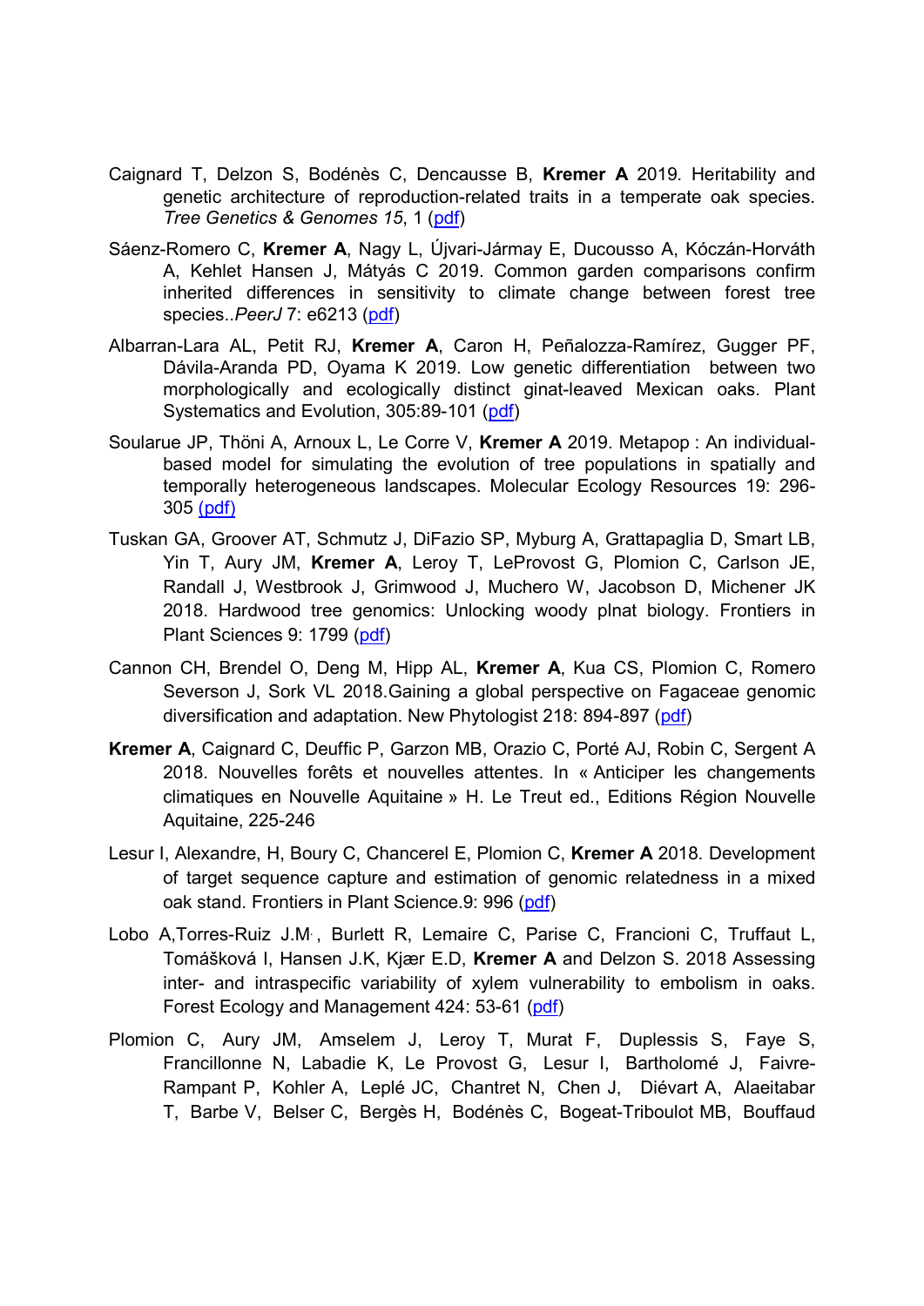Caignard T, Delzon S, Bodénès C, Dencausse B, **Kremer A** 2019. Heritability and genetic architecture of reproduction-related traits in a temperate oak species. *Tree Genetics & Genomes 15*, 1 (pdf)

Sáenz-Romero C, **Kremer A**, Nagy L, Újvari-Jármay E, Ducousso A, Kóczán-Horváth A, Kehlet Hansen J, Mátyás C 2019. Common garden comparisons confirm inherited differences in sensitivity to climate change between forest tree species..*PeerJ* 7: e6213 (pdf)

Albarran-Lara AL, Petit RJ, **Kremer A**, Caron H, Peñalozza-Ramírez, Gugger PF, Dávila-Aranda PD, Oyama K 2019. Low genetic differentiation between two morphologically and ecologically distinct ginat-leaved Mexican oaks. Plant Systematics and Evolution, 305:89-101 (pdf)

Soularue JP, Thöni A, Arnoux L, Le Corre V, **Kremer A** 2019. Metapop : An individual-based model for simulating the evolution of tree populations in spatially and temporally heterogeneous landscapes. Molecular Ecology Resources 19: 296-305 (pdf)

Tuskan GA, Groover AT, Schmutz J, DiFazio SP, Myburg A, Grattapaglia D, Smart LB, Yin T, Aury JM, **Kremer A**, Leroy T, LeProvost G, Plomion C, Carlson JE, Randall J, Westbrook J, Grimwood J, Muchero W, Jacobson D, Michener JK 2018. Hardwood tree genomics: Unlocking woody plnat biology. Frontiers in Plant Sciences 9: 1799 (pdf)

Cannon CH, Brendel O, Deng M, Hipp AL, **Kremer A**, Kua CS, Plomion C, Romero Severson J, Sork VL 2018.Gaining a global perspective on Fagaceae genomic diversification and adaptation. New Phytologist 218: 894-897 (pdf)

**Kremer A**, Caignard C, Deuffic P, Garzon MB, Orazio C, Porté AJ, Robin C, Sergent A 2018. Nouvelles forêts et nouvelles attentes. In « Anticiper les changements climatiques en Nouvelle Aquitaine » H. Le Treut ed., Editions Région Nouvelle Aquitaine, 225-246

Lesur I, Alexandre, H, Boury C, Chancerel E, Plomion C, **Kremer A** 2018. Development of target sequence capture and estimation of genomic relatedness in a mixed oak stand. Frontiers in Plant Science.9: 996 (pdf)

Lobo A,Torres-Ruiz J.M. , Burlett R, Lemaire C, Parise C, Francioni C, Truffaut L, Tomášková I, Hansen J.K, Kjær E.D, **Kremer A** and Delzon S. 2018 Assessing inter- and intraspecific variability of xylem vulnerability to embolism in oaks. Forest Ecology and Management 424: 53-61 (pdf)

Plomion C, Aury JM, Amselem J, Leroy T, Murat F, Duplessis S, Faye S, Francillonne N, Labadie K, Le Provost G, Lesur I, Bartholomé J, Faivre-Rampant P, Kohler A, Leplé JC, Chantret N, Chen J, Diévart A, Alaeitabar T, Barbe V, Belser C, Bergès H, Bodénès C, Bogeat-Triboulot MB, Bouffaud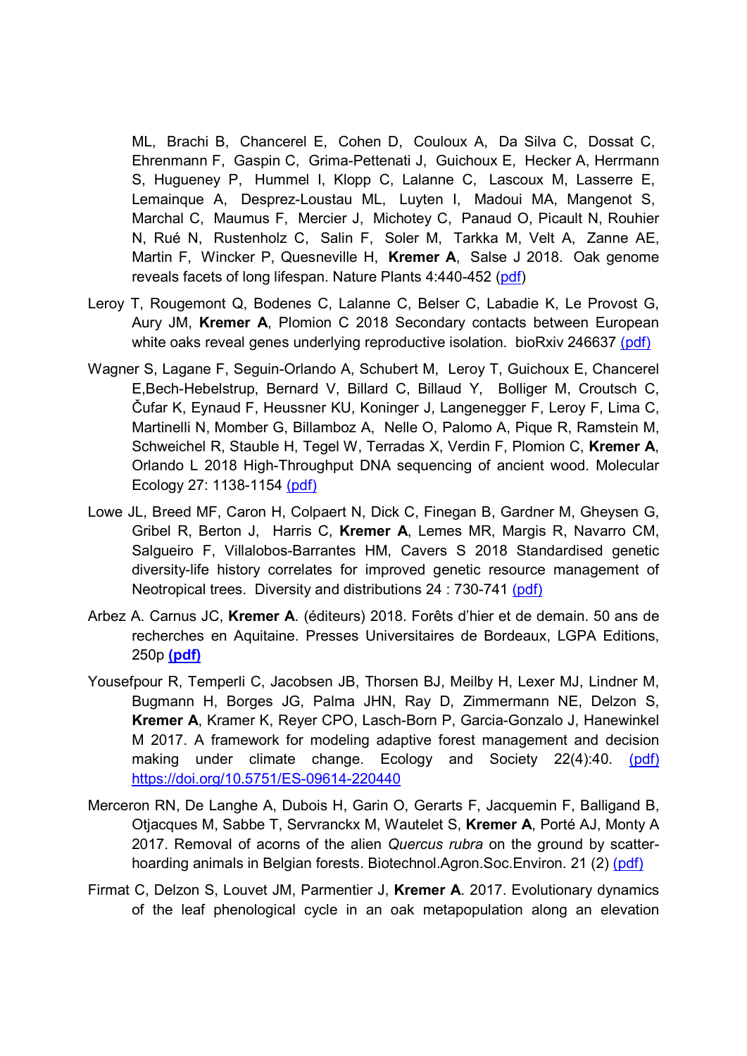ML, Brachi B, Chancerel E, Cohen D, Couloux A, Da Silva C, Dossat C, Ehrenmann F, Gaspin C, Grima-Pettenati J, Guichoux E, Hecker A, Herrmann S, Hugueney P, Hummel I, Klopp C, Lalanne C, Lascoux M, Lasserre E, Lemainque A, Desprez-Loustau ML, Luyten I, Madoui MA, Mangenot S, Marchal C, Maumus F, Mercier J, Michotey C, Panaud O, Picault N, Rouhier N, Rué N, Rustenholz C, Salin F, Soler M, Tarkka M, Velt A, Zanne AE, Martin F, Wincker P, Quesneville H, **Kremer A**, Salse J 2018. Oak genome reveals facets of long lifespan. Nature Plants 4:440-452 (pdf)

Leroy T, Rougemont Q, Bodenes C, Lalanne C, Belser C, Labadie K, Le Provost G, Aury JM, **Kremer A**, Plomion C 2018 Secondary contacts between European white oaks reveal genes underlying reproductive isolation. bioRxiv 246637 (pdf)

Wagner S, Lagane F, Seguin-Orlando A, Schubert M, Leroy T, Guichoux E, Chancerel E,Bech-Hebelstrup, Bernard V, Billard C, Billaud Y, Bolliger M, Croutsch C, Čufar K, Eynaud F, Heussner KU, Koninger J, Langenegger F, Leroy F, Lima C, Martinelli N, Momber G, Billamboz A, Nelle O, Palomo A, Pique R, Ramstein M, Schweichel R, Stauble H, Tegel W, Terradas X, Verdin F, Plomion C, **Kremer A**, Orlando L 2018 High-Throughput DNA sequencing of ancient wood. Molecular Ecology 27: 1138-1154 (pdf)

Lowe JL, Breed MF, Caron H, Colpaert N, Dick C, Finegan B, Gardner M, Gheysen G, Gribel R, Berton J, Harris C, **Kremer A**, Lemes MR, Margis R, Navarro CM, Salgueiro F, Villalobos-Barrantes HM, Cavers S 2018 Standardised genetic diversity-life history correlates for improved genetic resource management of Neotropical trees. Diversity and distributions 24 : 730-741 (pdf)

Arbez A. Carnus JC, **Kremer A**. (éditeurs) 2018. Forêts d'hier et de demain. 50 ans de recherches en Aquitaine. Presses Universitaires de Bordeaux, LGPA Editions, 250p **(pdf)**

Yousefpour R, Temperli C, Jacobsen JB, Thorsen BJ, Meilby H, Lexer MJ, Lindner M, Bugmann H, Borges JG, Palma JHN, Ray D, Zimmermann NE, Delzon S, **Kremer A**, Kramer K, Reyer CPO, Lasch-Born P, Garcia-Gonzalo J, Hanewinkel M 2017. A framework for modeling adaptive forest management and decision making under climate change. Ecology and Society 22(4):40. (pdf) https://doi.org/10.5751/ES-09614-220440

Merceron RN, De Langhe A, Dubois H, Garin O, Gerarts F, Jacquemin F, Balligand B, Otjacques M, Sabbe T, Servranckx M, Wautelet S, **Kremer A**, Porté AJ, Monty A 2017. Removal of acorns of the alien *Quercus rubra* on the ground by scatter-hoarding animals in Belgian forests. Biotechnol.Agron.Soc.Environ. 21 (2) (pdf)

Firmat C, Delzon S, Louvet JM, Parmentier J, **Kremer A**. 2017. Evolutionary dynamics of the leaf phenological cycle in an oak metapopulation along an elevation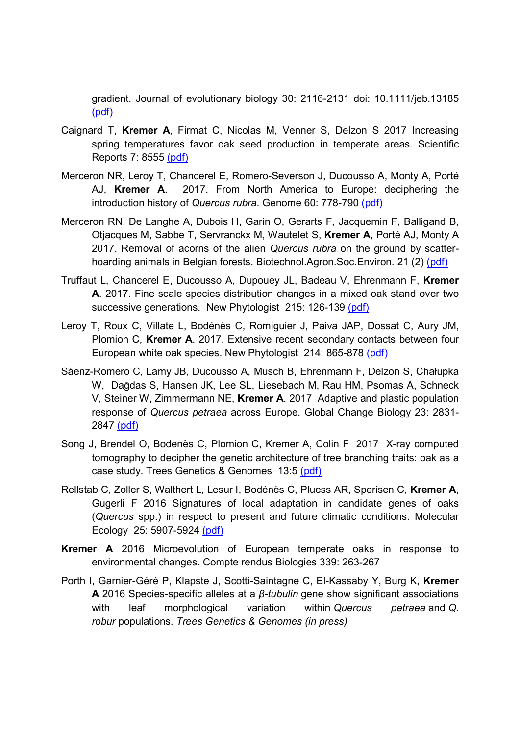gradient. Journal of evolutionary biology 30: 2116-2131 doi: 10.1111/jeb.13185 (pdf)

Caignard T, **Kremer A**, Firmat C, Nicolas M, Venner S, Delzon S 2017 Increasing spring temperatures favor oak seed production in temperate areas. Scientific Reports 7: 8555 (pdf)

Merceron NR, Leroy T, Chancerel E, Romero-Severson J, Ducousso A, Monty A, Porté AJ, **Kremer A**. 2017. From North America to Europe: deciphering the introduction history of *Quercus rubra*. Genome 60: 778-790 (pdf)

Merceron RN, De Langhe A, Dubois H, Garin O, Gerarts F, Jacquemin F, Balligand B, Otjacques M, Sabbe T, Servranckx M, Wautelet S, **Kremer A**, Porté AJ, Monty A 2017. Removal of acorns of the alien *Quercus rubra* on the ground by scatter-hoarding animals in Belgian forests. Biotechnol.Agron.Soc.Environ. 21 (2) (pdf)

Truffaut L, Chancerel E, Ducousso A, Dupouey JL, Badeau V, Ehrenmann F, **Kremer A**. 2017. Fine scale species distribution changes in a mixed oak stand over two successive generations. New Phytologist 215: 126-139 (pdf)

Leroy T, Roux C, Villate L, Bodénès C, Romiguier J, Paiva JAP, Dossat C, Aury JM, Plomion C, **Kremer A**. 2017. Extensive recent secondary contacts between four European white oak species. New Phytologist 214: 865-878 (pdf)

Sáenz-Romero C, Lamy JB, Ducousso A, Musch B, Ehrenmann F, Delzon S, Chałupka W, Dağdas S, Hansen JK, Lee SL, Liesebach M, Rau HM, Psomas A, Schneck V, Steiner W, Zimmermann NE, **Kremer A**. 2017 Adaptive and plastic population response of *Quercus petraea* across Europe. Global Change Biology 23: 2831-2847 (pdf)

Song J, Brendel O, Bodenès C, Plomion C, Kremer A, Colin F 2017 X-ray computed tomography to decipher the genetic architecture of tree branching traits: oak as a case study. Trees Genetics & Genomes 13:5 (pdf)

Rellstab C, Zoller S, Walthert L, Lesur I, Bodénès C, Pluess AR, Sperisen C, **Kremer A**, Gugerli F 2016 Signatures of local adaptation in candidate genes of oaks (*Quercus* spp.) in respect to present and future climatic conditions. Molecular Ecology 25: 5907-5924 (pdf)

**Kremer A** 2016 Microevolution of European temperate oaks in response to environmental changes. Compte rendus Biologies 339: 263-267

Porth I, Garnier-Géré P, Klapste J, Scotti-Saintagne C, El-Kassaby Y, Burg K, **Kremer A** 2016 Species-specific alleles at a *β-tubulin* gene show significant associations with leaf morphological variation within *Quercus petraea* and *Q. robur* populations. *Trees Genetics & Genomes (in press)*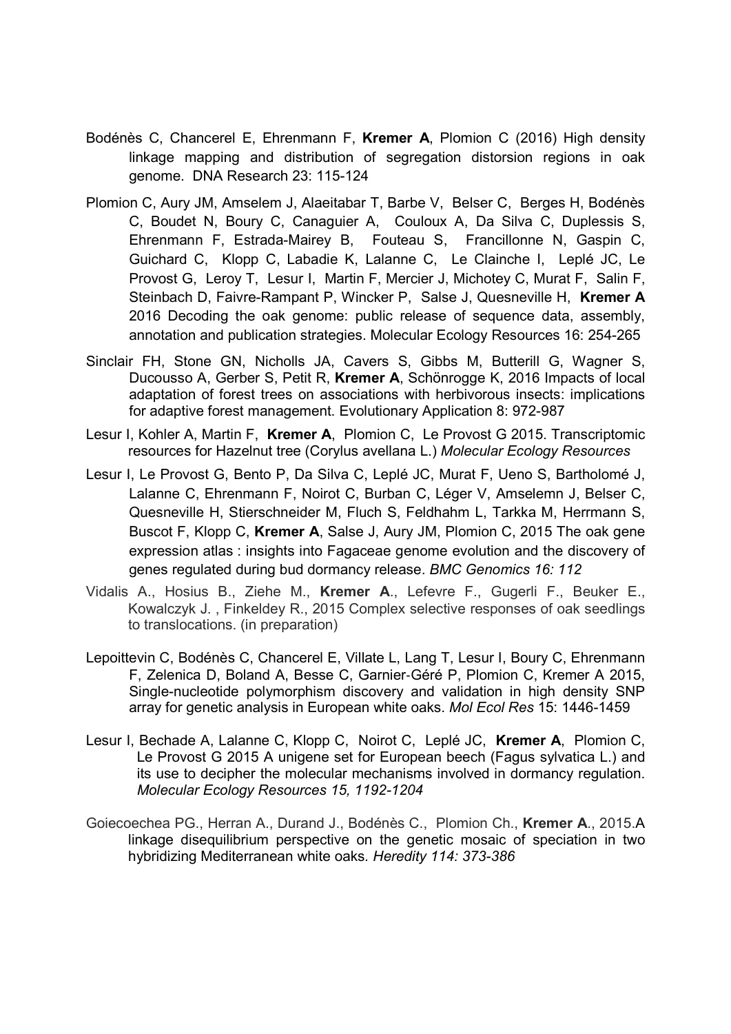Bodénès C, Chancerel E, Ehrenmann F, **Kremer A**, Plomion C (2016) High density linkage mapping and distribution of segregation distorsion regions in oak genome. DNA Research 23: 115-124

Plomion C, Aury JM, Amselem J, Alaeitabar T, Barbe V, Belser C, Berges H, Bodénès C, Boudet N, Boury C, Canaguier A, Couloux A, Da Silva C, Duplessis S, Ehrenmann F, Estrada-Mairey B, Fouteau S, Francillonne N, Gaspin C, Guichard C, Klopp C, Labadie K, Lalanne C, Le Clainche I, Leplé JC, Le Provost G, Leroy T, Lesur I, Martin F, Mercier J, Michotey C, Murat F, Salin F, Steinbach D, Faivre-Rampant P, Wincker P, Salse J, Quesneville H, **Kremer A** 2016 Decoding the oak genome: public release of sequence data, assembly, annotation and publication strategies. Molecular Ecology Resources 16: 254-265

Sinclair FH, Stone GN, Nicholls JA, Cavers S, Gibbs M, Butterill G, Wagner S, Ducousso A, Gerber S, Petit R, **Kremer A**, Schönrogge K, 2016 Impacts of local adaptation of forest trees on associations with herbivorous insects: implications for adaptive forest management. Evolutionary Application 8: 972-987

Lesur I, Kohler A, Martin F, **Kremer A**, Plomion C, Le Provost G 2015. Transcriptomic resources for Hazelnut tree (Corylus avellana L.) *Molecular Ecology Resources*

Lesur I, Le Provost G, Bento P, Da Silva C, Leplé JC, Murat F, Ueno S, Bartholomé J, Lalanne C, Ehrenmann F, Noirot C, Burban C, Léger V, Amselemn J, Belser C, Quesneville H, Stierschneider M, Fluch S, Feldhahm L, Tarkka M, Herrmann S, Buscot F, Klopp C, **Kremer A**, Salse J, Aury JM, Plomion C, 2015 The oak gene expression atlas : insights into Fagaceae genome evolution and the discovery of genes regulated during bud dormancy release. *BMC Genomics 16: 112*

Vidalis A., Hosius B., Ziehe M., **Kremer A**., Lefevre F., Gugerli F., Beuker E., Kowalczyk J. , Finkeldey R., 2015 Complex selective responses of oak seedlings to translocations. (in preparation)

Lepoittevin C, Bodénès C, Chancerel E, Villate L, Lang T, Lesur I, Boury C, Ehrenmann F, Zelenica D, Boland A, Besse C, Garnier-Géré P, Plomion C, Kremer A 2015, Single-nucleotide polymorphism discovery and validation in high density SNP array for genetic analysis in European white oaks. *Mol Ecol Res* 15: 1446-1459

Lesur I, Bechade A, Lalanne C, Klopp C, Noirot C, Leplé JC, **Kremer A**, Plomion C, Le Provost G 2015 A unigene set for European beech (Fagus sylvatica L.) and its use to decipher the molecular mechanisms involved in dormancy regulation. *Molecular Ecology Resources 15, 1192-1204*

Goiecoechea PG., Herran A., Durand J., Bodénès C., Plomion Ch., **Kremer A**., 2015.A linkage disequilibrium perspective on the genetic mosaic of speciation in two hybridizing Mediterranean white oaks. *Heredity 114: 373-386*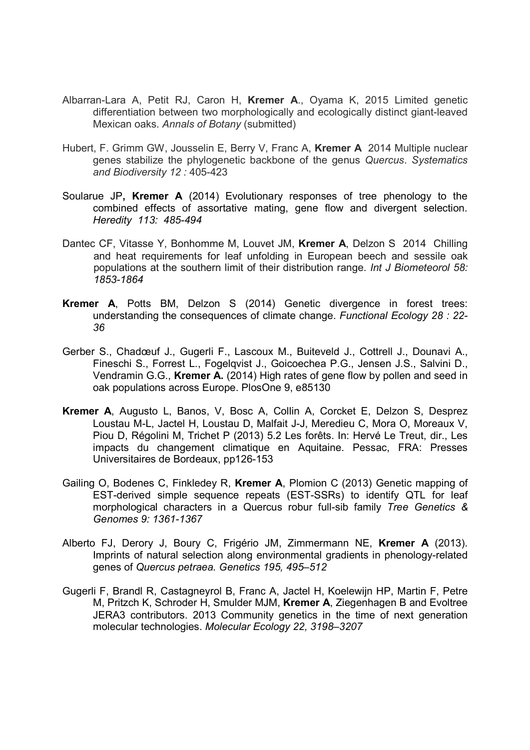Albarran-Lara A, Petit RJ, Caron H, **Kremer A**., Oyama K, 2015 Limited genetic differentiation between two morphologically and ecologically distinct giant-leaved Mexican oaks. *Annals of Botany* (submitted)

Hubert, F. Grimm GW, Jousselin E, Berry V, Franc A, **Kremer A** 2014 Multiple nuclear genes stabilize the phylogenetic backbone of the genus *Quercus*. *Systematics and Biodiversity 12 :* 405-423

Soularue JP**, Kremer A** (2014) Evolutionary responses of tree phenology to the combined effects of assortative mating, gene flow and divergent selection. *Heredity 113: 485-494*

Dantec CF, Vitasse Y, Bonhomme M, Louvet JM, **Kremer A**, Delzon S 2014 Chilling and heat requirements for leaf unfolding in European beech and sessile oak populations at the southern limit of their distribution range. *Int J Biometeorol 58: 1853-1864*

**Kremer A**, Potts BM, Delzon S (2014) Genetic divergence in forest trees: understanding the consequences of climate change. *Functional Ecology 28 : 22-36*

Gerber S., Chadœuf J., Gugerli F., Lascoux M., Buiteveld J., Cottrell J., Dounavi A., Fineschi S., Forrest L., Fogelqvist J., Goicoechea P.G., Jensen J.S., Salvini D., Vendramin G.G., **Kremer A.** (2014) High rates of gene flow by pollen and seed in oak populations across Europe. PlosOne 9, e85130

**Kremer A**, Augusto L, Banos, V, Bosc A, Collin A, Corcket E, Delzon S, Desprez Loustau M-L, Jactel H, Loustau D, Malfait J-J, Meredieu C, Mora O, Moreaux V, Piou D, Régolini M, Trichet P (2013) 5.2 Les forêts. In: Hervé Le Treut, dir., Les impacts du changement climatique en Aquitaine. Pessac, FRA: Presses Universitaires de Bordeaux, pp126-153

Gailing O, Bodenes C, Finkledey R, **Kremer A**, Plomion C (2013) Genetic mapping of EST-derived simple sequence repeats (EST-SSRs) to identify QTL for leaf morphological characters in a Quercus robur full-sib family *Tree Genetics & Genomes 9: 1361-1367*

Alberto FJ, Derory J, Boury C, Frigério JM, Zimmermann NE, **Kremer A** (2013). Imprints of natural selection along environmental gradients in phenology-related genes of *Quercus petraea. Genetics 195, 495–512*

Gugerli F, Brandl R, Castagneyrol B, Franc A, Jactel H, Koelewijn HP, Martin F, Petre M, Pritzch K, Schroder H, Smulder MJM, **Kremer A**, Ziegenhagen B and Evoltree JERA3 contributors. 2013 Community genetics in the time of next generation molecular technologies. *Molecular Ecology 22, 3198–3207*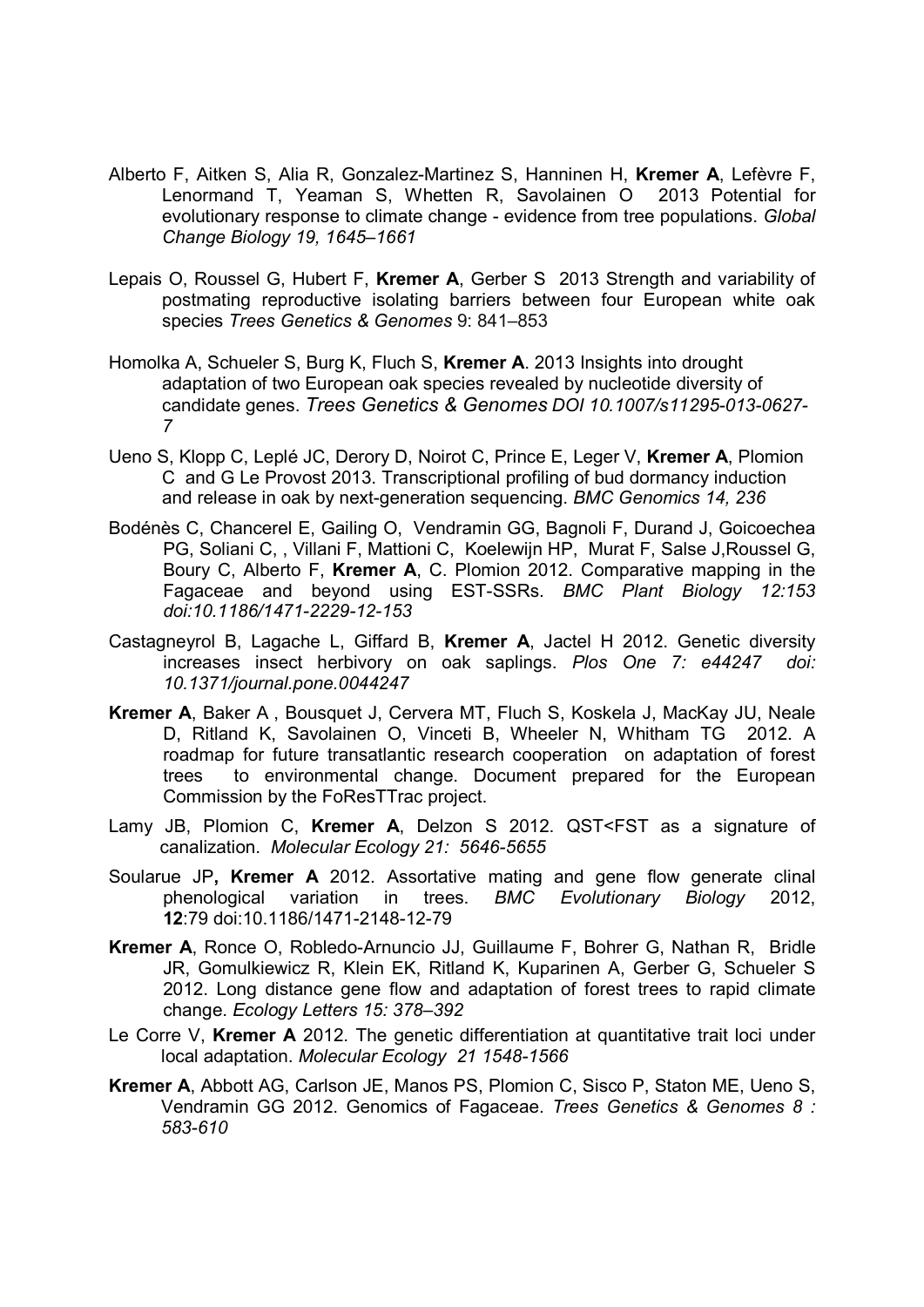Alberto F, Aitken S, Alia R, Gonzalez-Martinez S, Hanninen H, **Kremer A**, Lefèvre F, Lenormand T, Yeaman S, Whetten R, Savolainen O 2013 Potential for evolutionary response to climate change - evidence from tree populations. *Global Change Biology 19, 1645–1661*

Lepais O, Roussel G, Hubert F, **Kremer A**, Gerber S 2013 Strength and variability of postmating reproductive isolating barriers between four European white oak species *Trees Genetics & Genomes* 9: 841–853

Homolka A, Schueler S, Burg K, Fluch S, **Kremer A**. 2013 Insights into drought adaptation of two European oak species revealed by nucleotide diversity of candidate genes. *Trees Genetics & Genomes DOI 10.1007/s11295-013-0627-7*

Ueno S, Klopp C, Leplé JC, Derory D, Noirot C, Prince E, Leger V, **Kremer A**, Plomion C and G Le Provost 2013. Transcriptional profiling of bud dormancy induction and release in oak by next-generation sequencing. *BMC Genomics 14, 236*

Bodénès C, Chancerel E, Gailing O, Vendramin GG, Bagnoli F, Durand J, Goicoechea PG, Soliani C, , Villani F, Mattioni C, Koelewijn HP, Murat F, Salse J,Roussel G, Boury C, Alberto F, **Kremer A**, C. Plomion 2012. Comparative mapping in the Fagaceae and beyond using EST-SSRs. *BMC Plant Biology 12:153 doi:10.1186/1471-2229-12-153*

Castagneyrol B, Lagache L, Giffard B, **Kremer A**, Jactel H 2012. Genetic diversity increases insect herbivory on oak saplings. *Plos One 7: e44247 doi: 10.1371/journal.pone.0044247*

**Kremer A**, Baker A , Bousquet J, Cervera MT, Fluch S, Koskela J, MacKay JU, Neale D, Ritland K, Savolainen O, Vinceti B, Wheeler N, Whitham TG 2012. A roadmap for future transatlantic research cooperation on adaptation of forest trees to environmental change. Document prepared for the European Commission by the FoResTTrac project.

Lamy JB, Plomion C, **Kremer A**, Delzon S 2012. QST<FST as a signature of canalization. *Molecular Ecology 21: 5646-5655*

Soularue JP**, Kremer A** 2012. Assortative mating and gene flow generate clinal phenological variation in trees. *BMC Evolutionary Biology* 2012, **12**:79 doi:10.1186/1471-2148-12-79

**Kremer A**, Ronce O, Robledo-Arnuncio JJ, Guillaume F, Bohrer G, Nathan R, Bridle JR, Gomulkiewicz R, Klein EK, Ritland K, Kuparinen A, Gerber G, Schueler S 2012. Long distance gene flow and adaptation of forest trees to rapid climate change. *Ecology Letters 15: 378–392*

Le Corre V, **Kremer A** 2012. The genetic differentiation at quantitative trait loci under local adaptation. *Molecular Ecology 21 1548-1566*

**Kremer A**, Abbott AG, Carlson JE, Manos PS, Plomion C, Sisco P, Staton ME, Ueno S, Vendramin GG 2012. Genomics of Fagaceae. *Trees Genetics & Genomes 8 : 583-610*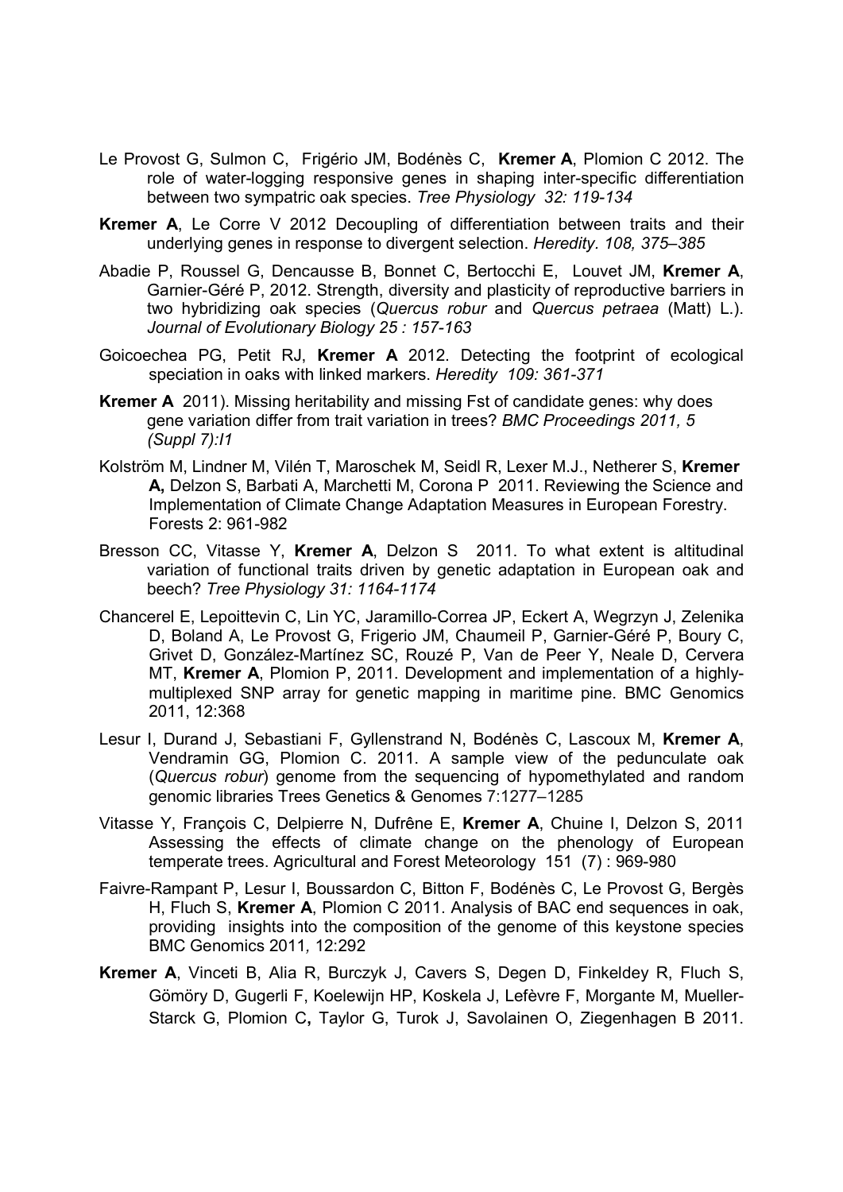Le Provost G, Sulmon C, Frigério JM, Bodénès C, **Kremer A**, Plomion C 2012. The role of water-logging responsive genes in shaping inter-specific differentiation between two sympatric oak species. *Tree Physiology 32: 119-134*

**Kremer A**, Le Corre V 2012 Decoupling of differentiation between traits and their underlying genes in response to divergent selection. *Heredity. 108, 375–385*

Abadie P, Roussel G, Dencausse B, Bonnet C, Bertocchi E, Louvet JM, **Kremer A**, Garnier-Géré P, 2012. Strength, diversity and plasticity of reproductive barriers in two hybridizing oak species (*Quercus robur* and *Quercus petraea* (Matt) L.). *Journal of Evolutionary Biology 25 : 157-163*

Goicoechea PG, Petit RJ, **Kremer A** 2012. Detecting the footprint of ecological speciation in oaks with linked markers. *Heredity 109: 361-371*

**Kremer A** 2011). Missing heritability and missing Fst of candidate genes: why does gene variation differ from trait variation in trees? *BMC Proceedings 2011, 5 (Suppl 7):I1*

Kolström M, Lindner M, Vilén T, Maroschek M, Seidl R, Lexer M.J., Netherer S, **Kremer A,** Delzon S, Barbati A, Marchetti M, Corona P 2011. Reviewing the Science and Implementation of Climate Change Adaptation Measures in European Forestry. Forests 2: 961-982

Bresson CC, Vitasse Y, **Kremer A**, Delzon S 2011. To what extent is altitudinal variation of functional traits driven by genetic adaptation in European oak and beech? *Tree Physiology 31: 1164-1174*

Chancerel E, Lepoittevin C, Lin YC, Jaramillo-Correa JP, Eckert A, Wegrzyn J, Zelenika D, Boland A, Le Provost G, Frigerio JM, Chaumeil P, Garnier-Géré P, Boury C, Grivet D, González-Martínez SC, Rouzé P, Van de Peer Y, Neale D, Cervera MT, **Kremer A**, Plomion P, 2011. Development and implementation of a highly-multiplexed SNP array for genetic mapping in maritime pine. BMC Genomics 2011, 12:368

Lesur I, Durand J, Sebastiani F, Gyllenstrand N, Bodénès C, Lascoux M, **Kremer A**, Vendramin GG, Plomion C. 2011. A sample view of the pedunculate oak (*Quercus robur*) genome from the sequencing of hypomethylated and random genomic libraries Trees Genetics & Genomes 7:1277–1285

Vitasse Y, François C, Delpierre N, Dufrêne E, **Kremer A**, Chuine I, Delzon S, 2011 Assessing the effects of climate change on the phenology of European temperate trees. Agricultural and Forest Meteorology 151 (7) : 969-980

Faivre-Rampant P, Lesur I, Boussardon C, Bitton F, Bodénès C, Le Provost G, Bergès H, Fluch S, **Kremer A**, Plomion C 2011. Analysis of BAC end sequences in oak, providing insights into the composition of the genome of this keystone species BMC Genomics 2011*,* 12:292

**Kremer A**, Vinceti B, Alia R, Burczyk J, Cavers S, Degen D, Finkeldey R, Fluch S, Gömöry D, Gugerli F, Koelewijn HP, Koskela J, Lefèvre F, Morgante M, Mueller-Starck G, Plomion C**,** Taylor G, Turok J, Savolainen O, Ziegenhagen B 2011.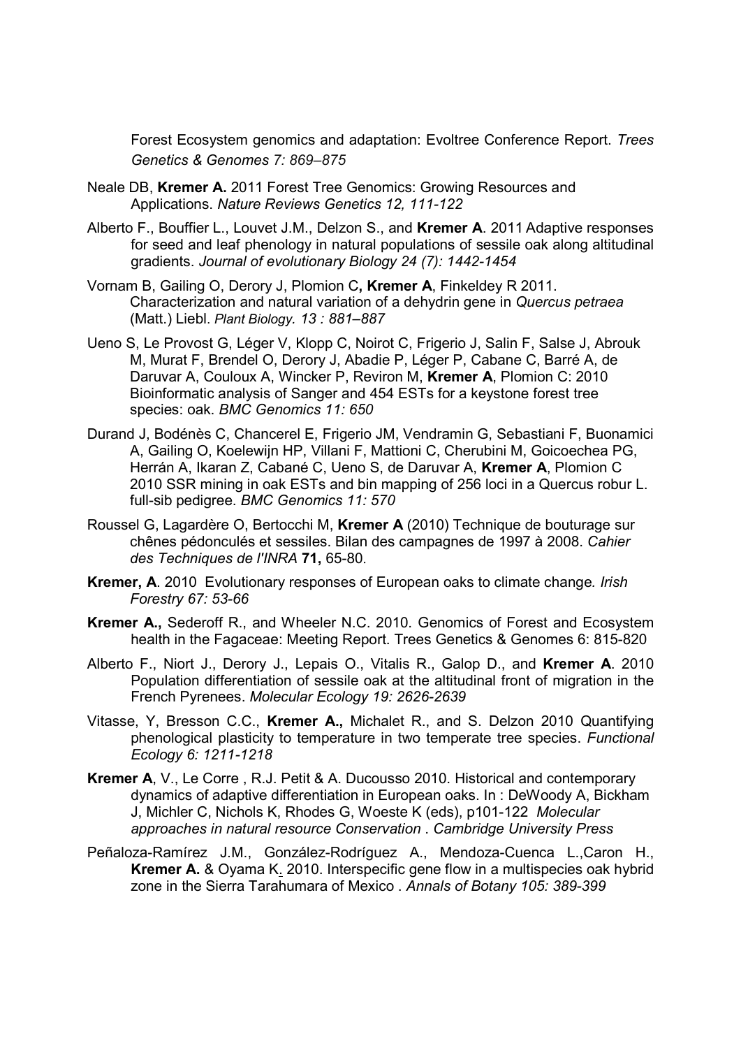Forest Ecosystem genomics and adaptation: Evoltree Conference Report. *Trees Genetics & Genomes 7: 869–875*

Neale DB, **Kremer A.** 2011 Forest Tree Genomics: Growing Resources and Applications. *Nature Reviews Genetics 12, 111-122*

Alberto F., Bouffier L., Louvet J.M., Delzon S., and **Kremer A**. 2011 Adaptive responses for seed and leaf phenology in natural populations of sessile oak along altitudinal gradients. *Journal of evolutionary Biology 24 (7): 1442-1454*

Vornam B, Gailing O, Derory J, Plomion C**, Kremer A**, Finkeldey R 2011. Characterization and natural variation of a dehydrin gene in *Quercus petraea* (Matt.) Liebl. *Plant Biology. 13 : 881–887*

Ueno S, Le Provost G, Léger V, Klopp C, Noirot C, Frigerio J, Salin F, Salse J, Abrouk M, Murat F, Brendel O, Derory J, Abadie P, Léger P, Cabane C, Barré A, de Daruvar A, Couloux A, Wincker P, Reviron M, **Kremer A**, Plomion C: 2010 Bioinformatic analysis of Sanger and 454 ESTs for a keystone forest tree species: oak. *BMC Genomics 11: 650*

Durand J, Bodénès C, Chancerel E, Frigerio JM, Vendramin G, Sebastiani F, Buonamici A, Gailing O, Koelewijn HP, Villani F, Mattioni C, Cherubini M, Goicoechea PG, Herrán A, Ikaran Z, Cabané C, Ueno S, de Daruvar A, **Kremer A**, Plomion C 2010 SSR mining in oak ESTs and bin mapping of 256 loci in a Quercus robur L. full-sib pedigree. *BMC Genomics 11: 570*

Roussel G, Lagardère O, Bertocchi M, **Kremer A** (2010) Technique de bouturage sur chênes pédonculés et sessiles. Bilan des campagnes de 1997 à 2008. *Cahier des Techniques de l'INRA* **71,** 65-80.

**Kremer, A**. 2010 Evolutionary responses of European oaks to climate change*. Irish Forestry 67: 53-66*

**Kremer A.,** Sederoff R., and Wheeler N.C. 2010. Genomics of Forest and Ecosystem health in the Fagaceae: Meeting Report. Trees Genetics & Genomes 6: 815-820

Alberto F., Niort J., Derory J., Lepais O., Vitalis R., Galop D., and **Kremer A**. 2010 Population differentiation of sessile oak at the altitudinal front of migration in the French Pyrenees. *Molecular Ecology 19: 2626-2639*

Vitasse, Y, Bresson C.C., **Kremer A.,** Michalet R., and S. Delzon 2010 Quantifying phenological plasticity to temperature in two temperate tree species. *Functional Ecology 6: 1211-1218*

**Kremer A**, V., Le Corre , R.J. Petit & A. Ducousso 2010. Historical and contemporary dynamics of adaptive differentiation in European oaks. In : DeWoody A, Bickham J, Michler C, Nichols K, Rhodes G, Woeste K (eds), p101-122 *Molecular approaches in natural resource Conservation . Cambridge University Press*

Peñaloza-Ramírez J.M., González-Rodríguez A., Mendoza-Cuenca L.,Caron H., **Kremer A.** & Oyama K. 2010. Interspecific gene flow in a multispecies oak hybrid zone in the Sierra Tarahumara of Mexico . *Annals of Botany 105: 389-399*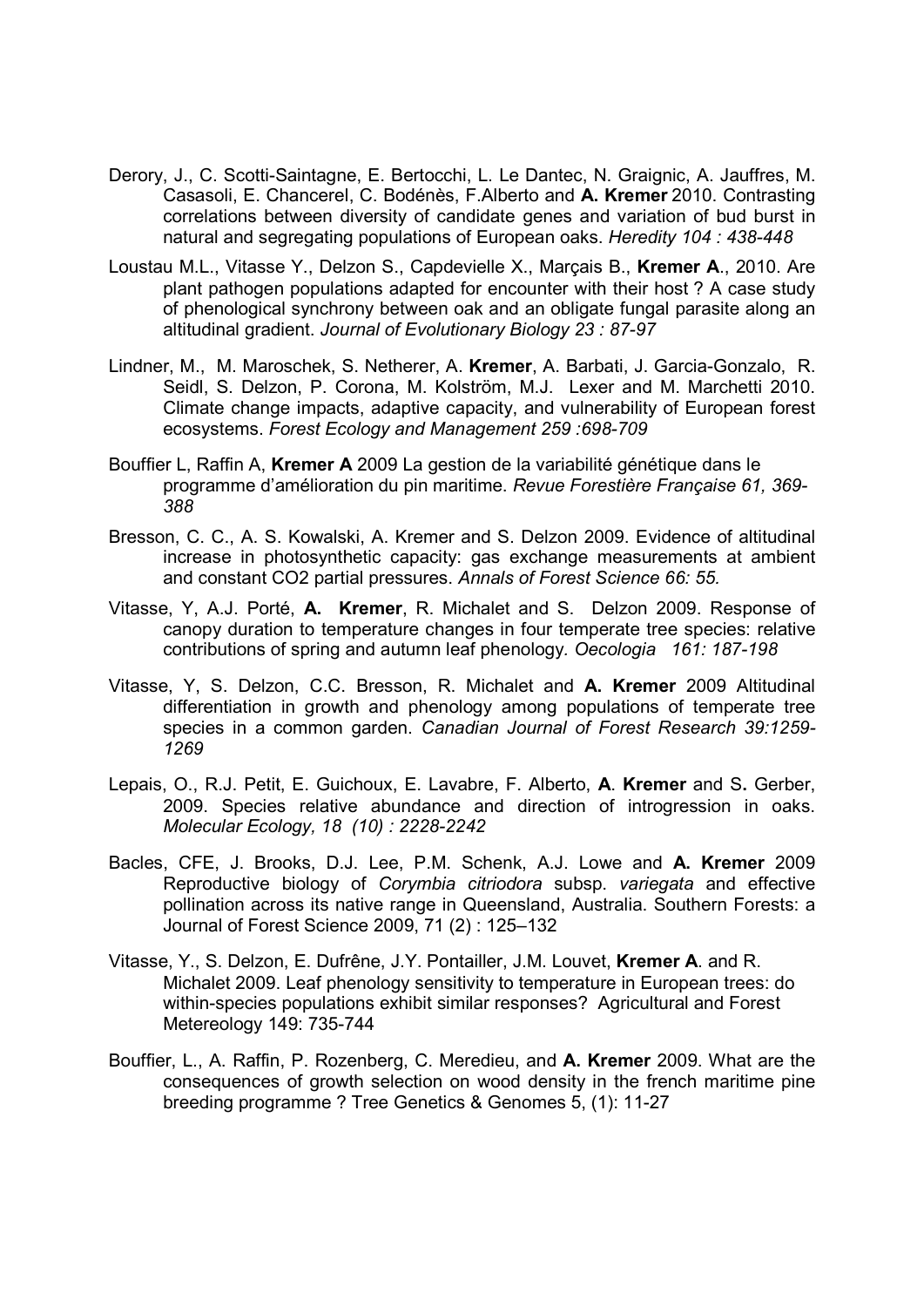Derory, J., C. Scotti-Saintagne, E. Bertocchi, L. Le Dantec, N. Graignic, A. Jauffres, M. Casasoli, E. Chancerel, C. Bodénès, F.Alberto and **A. Kremer** 2010. Contrasting correlations between diversity of candidate genes and variation of bud burst in natural and segregating populations of European oaks. *Heredity 104 : 438-448*

Loustau M.L., Vitasse Y., Delzon S., Capdevielle X., Marçais B., **Kremer A**., 2010. Are plant pathogen populations adapted for encounter with their host ? A case study of phenological synchrony between oak and an obligate fungal parasite along an altitudinal gradient. *Journal of Evolutionary Biology 23 : 87-97*

Lindner, M., M. Maroschek, S. Netherer, A. **Kremer**, A. Barbati, J. Garcia-Gonzalo, R. Seidl, S. Delzon, P. Corona, M. Kolström, M.J. Lexer and M. Marchetti 2010. Climate change impacts, adaptive capacity, and vulnerability of European forest ecosystems. *Forest Ecology and Management 259 :698-709*

Bouffier L, Raffin A, **Kremer A** 2009 La gestion de la variabilité génétique dans le programme d'amélioration du pin maritime. *Revue Forestière Française 61, 369-388*

Bresson, C. C., A. S. Kowalski, A. Kremer and S. Delzon 2009. Evidence of altitudinal increase in photosynthetic capacity: gas exchange measurements at ambient and constant CO2 partial pressures. *Annals of Forest Science 66: 55.*

Vitasse, Y, A.J. Porté, **A. Kremer**, R. Michalet and S. Delzon 2009. Response of canopy duration to temperature changes in four temperate tree species: relative contributions of spring and autumn leaf phenology. *Oecologia 161: 187-198*

Vitasse, Y, S. Delzon, C.C. Bresson, R. Michalet and **A. Kremer** 2009 Altitudinal differentiation in growth and phenology among populations of temperate tree species in a common garden. *Canadian Journal of Forest Research 39:1259-1269*

Lepais, O., R.J. Petit, E. Guichoux, E. Lavabre, F. Alberto, **A**. **Kremer** and S**.** Gerber, 2009. Species relative abundance and direction of introgression in oaks. *Molecular Ecology, 18 (10) : 2228-2242*

Bacles, CFE, J. Brooks, D.J. Lee, P.M. Schenk, A.J. Lowe and **A. Kremer** 2009 Reproductive biology of *Corymbia citriodora* subsp. *variegata* and effective pollination across its native range in Queensland, Australia. Southern Forests: a Journal of Forest Science 2009, 71 (2) : 125–132

Vitasse, Y., S. Delzon, E. Dufrêne, J.Y. Pontailler, J.M. Louvet, **Kremer A**. and R. Michalet 2009. Leaf phenology sensitivity to temperature in European trees: do within-species populations exhibit similar responses? Agricultural and Forest Metereology 149: 735-744

Bouffier, L., A. Raffin, P. Rozenberg, C. Meredieu, and **A. Kremer** 2009. What are the consequences of growth selection on wood density in the french maritime pine breeding programme ? Tree Genetics & Genomes 5, (1): 11-27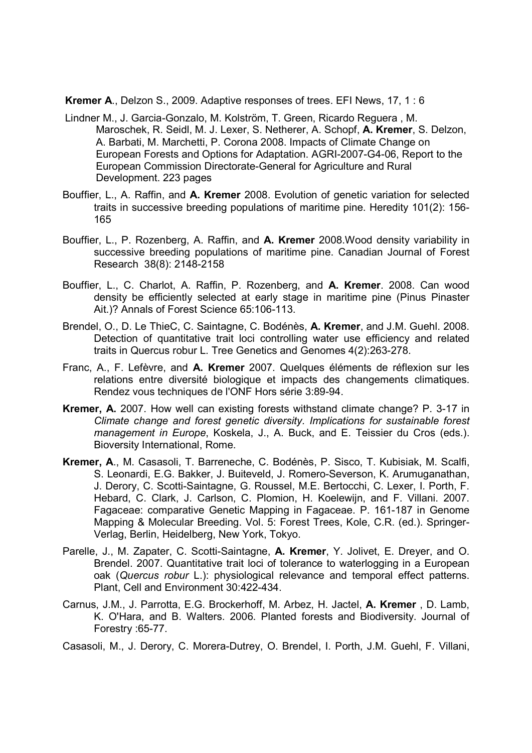**Kremer A**., Delzon S., 2009. Adaptive responses of trees. EFI News, 17, 1 : 6

Lindner M., J. Garcia-Gonzalo, M. Kolström, T. Green, Ricardo Reguera , M. Maroschek, R. Seidl, M. J. Lexer, S. Netherer, A. Schopf, **A. Kremer**, S. Delzon, A. Barbati, M. Marchetti, P. Corona 2008. Impacts of Climate Change on European Forests and Options for Adaptation. AGRI-2007-G4-06, Report to the European Commission Directorate-General for Agriculture and Rural Development. 223 pages

Bouffier, L., A. Raffin, and **A. Kremer** 2008. Evolution of genetic variation for selected traits in successive breeding populations of maritime pine. Heredity 101(2): 156-165

Bouffier, L., P. Rozenberg, A. Raffin, and **A. Kremer** 2008.Wood density variability in successive breeding populations of maritime pine. Canadian Journal of Forest Research 38(8): 2148-2158

Bouffier, L., C. Charlot, A. Raffin, P. Rozenberg, and **A. Kremer**. 2008. Can wood density be efficiently selected at early stage in maritime pine (Pinus Pinaster Ait.)? Annals of Forest Science 65:106-113.

Brendel, O., D. Le ThieC, C. Saintagne, C. Bodénès, **A. Kremer**, and J.M. Guehl. 2008. Detection of quantitative trait loci controlling water use efficiency and related traits in Quercus robur L. Tree Genetics and Genomes 4(2):263-278.

Franc, A., F. Lefèvre, and **A. Kremer** 2007. Quelques éléments de réflexion sur les relations entre diversité biologique et impacts des changements climatiques. Rendez vous techniques de l'ONF Hors série 3:89-94.

**Kremer, A.** 2007. How well can existing forests withstand climate change? P. 3-17 in *Climate change and forest genetic diversity. Implications for sustainable forest management in Europe*, Koskela, J., A. Buck, and E. Teissier du Cros (eds.). Bioversity International, Rome.

**Kremer, A**., M. Casasoli, T. Barreneche, C. Bodénès, P. Sisco, T. Kubisiak, M. Scalfi, S. Leonardi, E.G. Bakker, J. Buiteveld, J. Romero-Severson, K. Arumuganathan, J. Derory, C. Scotti-Saintagne, G. Roussel, M.E. Bertocchi, C. Lexer, I. Porth, F. Hebard, C. Clark, J. Carlson, C. Plomion, H. Koelewijn, and F. Villani. 2007. Fagaceae: comparative Genetic Mapping in Fagaceae. P. 161-187 in Genome Mapping & Molecular Breeding. Vol. 5: Forest Trees, Kole, C.R. (ed.). Springer-Verlag, Berlin, Heidelberg, New York, Tokyo.

Parelle, J., M. Zapater, C. Scotti-Saintagne, **A. Kremer**, Y. Jolivet, E. Dreyer, and O. Brendel. 2007. Quantitative trait loci of tolerance to waterlogging in a European oak (*Quercus robur* L.): physiological relevance and temporal effect patterns. Plant, Cell and Environment 30:422-434.

Carnus, J.M., J. Parrotta, E.G. Brockerhoff, M. Arbez, H. Jactel, **A. Kremer** , D. Lamb, K. O'Hara, and B. Walters. 2006. Planted forests and Biodiversity. Journal of Forestry :65-77.

Casasoli, M., J. Derory, C. Morera-Dutrey, O. Brendel, I. Porth, J.M. Guehl, F. Villani,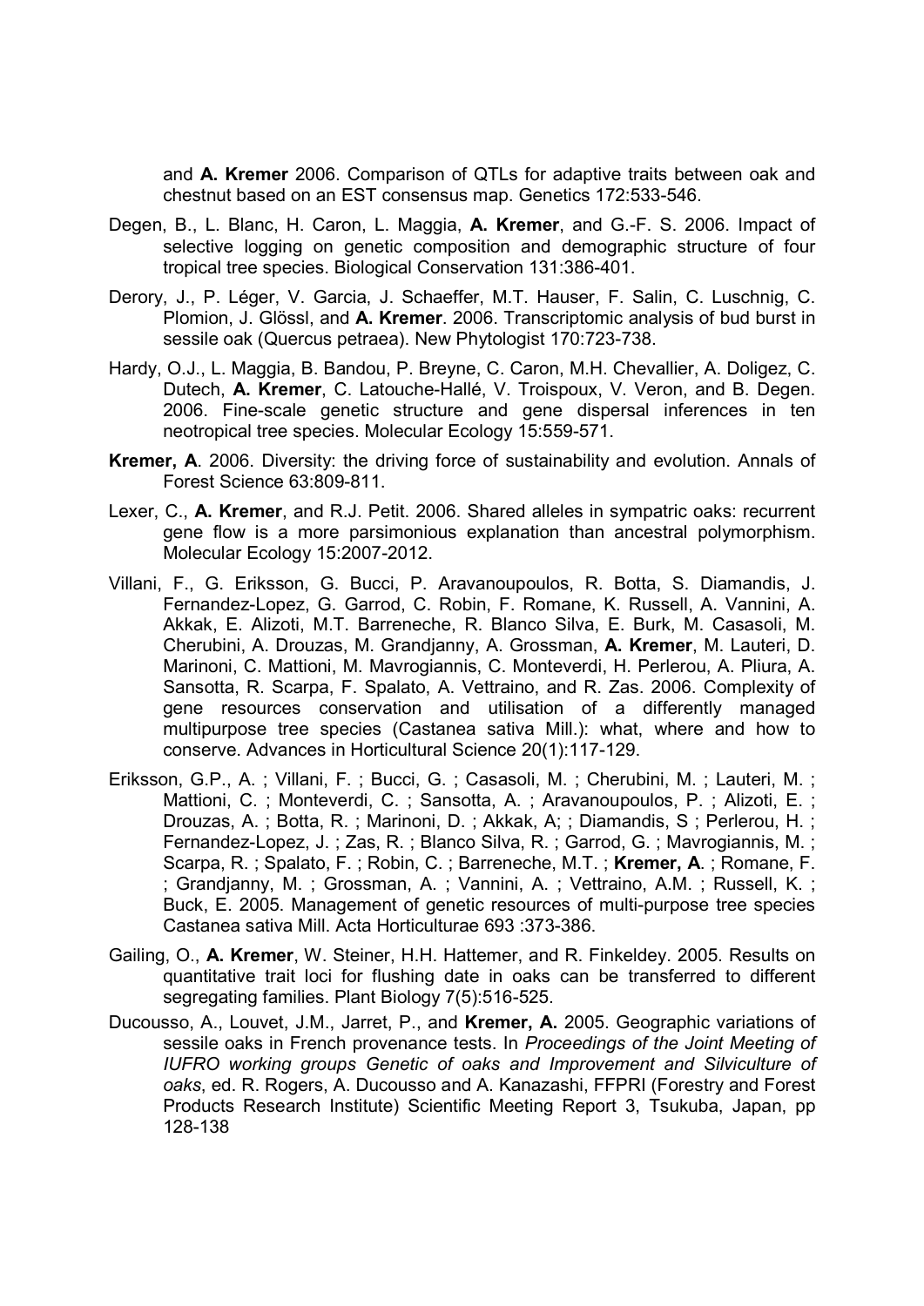and **A. Kremer** 2006. Comparison of QTLs for adaptive traits between oak and chestnut based on an EST consensus map. Genetics 172:533-546.

Degen, B., L. Blanc, H. Caron, L. Maggia, **A. Kremer**, and G.-F. S. 2006. Impact of selective logging on genetic composition and demographic structure of four tropical tree species. Biological Conservation 131:386-401.

Derory, J., P. Léger, V. Garcia, J. Schaeffer, M.T. Hauser, F. Salin, C. Luschnig, C. Plomion, J. Glössl, and **A. Kremer**. 2006. Transcriptomic analysis of bud burst in sessile oak (Quercus petraea). New Phytologist 170:723-738.

Hardy, O.J., L. Maggia, B. Bandou, P. Breyne, C. Caron, M.H. Chevallier, A. Doligez, C. Dutech, **A. Kremer**, C. Latouche-Hallé, V. Troispoux, V. Veron, and B. Degen. 2006. Fine-scale genetic structure and gene dispersal inferences in ten neotropical tree species. Molecular Ecology 15:559-571.

**Kremer, A**. 2006. Diversity: the driving force of sustainability and evolution. Annals of Forest Science 63:809-811.

Lexer, C., **A. Kremer**, and R.J. Petit. 2006. Shared alleles in sympatric oaks: recurrent gene flow is a more parsimonious explanation than ancestral polymorphism. Molecular Ecology 15:2007-2012.

Villani, F., G. Eriksson, G. Bucci, P. Aravanoupoulos, R. Botta, S. Diamandis, J. Fernandez-Lopez, G. Garrod, C. Robin, F. Romane, K. Russell, A. Vannini, A. Akkak, E. Alizoti, M.T. Barreneche, R. Blanco Silva, E. Burk, M. Casasoli, M. Cherubini, A. Drouzas, M. Grandjanny, A. Grossman, **A. Kremer**, M. Lauteri, D. Marinoni, C. Mattioni, M. Mavrogiannis, C. Monteverdi, H. Perlerou, A. Pliura, A. Sansotta, R. Scarpa, F. Spalato, A. Vettraino, and R. Zas. 2006. Complexity of gene resources conservation and utilisation of a differently managed multipurpose tree species (Castanea sativa Mill.): what, where and how to conserve. Advances in Horticultural Science 20(1):117-129.

Eriksson, G.P., A. ; Villani, F. ; Bucci, G. ; Casasoli, M. ; Cherubini, M. ; Lauteri, M. ; Mattioni, C. ; Monteverdi, C. ; Sansotta, A. ; Aravanoupoulos, P. ; Alizoti, E. ; Drouzas, A. ; Botta, R. ; Marinoni, D. ; Akkak, A; ; Diamandis, S ; Perlerou, H. ; Fernandez-Lopez, J. ; Zas, R. ; Blanco Silva, R. ; Garrod, G. ; Mavrogiannis, M. ; Scarpa, R. ; Spalato, F. ; Robin, C. ; Barreneche, M.T. ; **Kremer, A**. ; Romane, F. ; Grandjanny, M. ; Grossman, A. ; Vannini, A. ; Vettraino, A.M. ; Russell, K. ; Buck, E. 2005. Management of genetic resources of multi-purpose tree species Castanea sativa Mill. Acta Horticulturae 693 :373-386.

Gailing, O., **A. Kremer**, W. Steiner, H.H. Hattemer, and R. Finkeldey. 2005. Results on quantitative trait loci for flushing date in oaks can be transferred to different segregating families. Plant Biology 7(5):516-525.

Ducousso, A., Louvet, J.M., Jarret, P., and **Kremer, A.** 2005. Geographic variations of sessile oaks in French provenance tests. In *Proceedings of the Joint Meeting of IUFRO working groups Genetic of oaks and Improvement and Silviculture of oaks*, ed. R. Rogers, A. Ducousso and A. Kanazashi, FFPRI (Forestry and Forest Products Research Institute) Scientific Meeting Report 3, Tsukuba, Japan, pp 128-138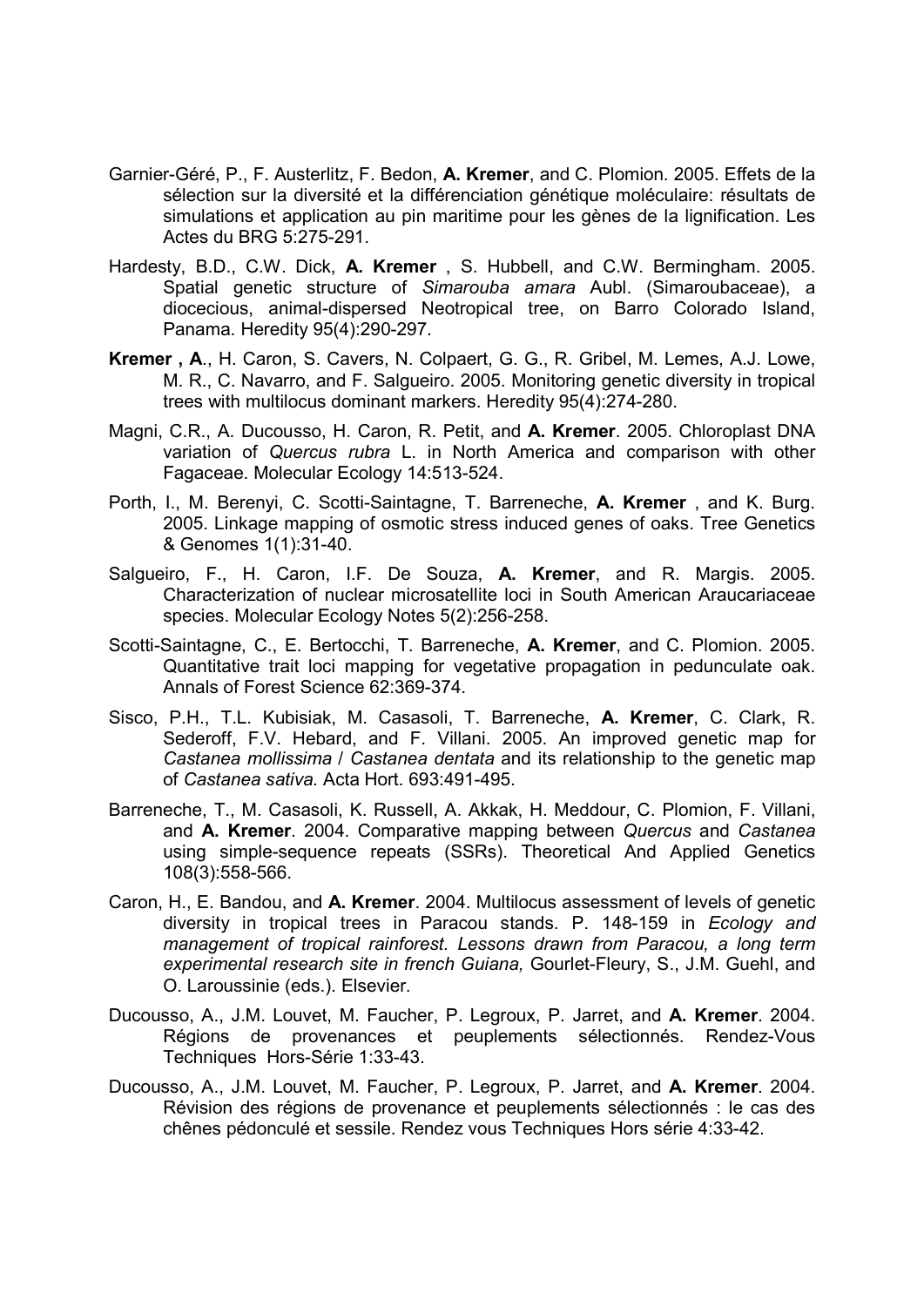Garnier-Géré, P., F. Austerlitz, F. Bedon, **A. Kremer**, and C. Plomion. 2005. Effets de la sélection sur la diversité et la différenciation génétique moléculaire: résultats de simulations et application au pin maritime pour les gènes de la lignification. Les Actes du BRG 5:275-291.

Hardesty, B.D., C.W. Dick, **A. Kremer** , S. Hubbell, and C.W. Bermingham. 2005. Spatial genetic structure of *Simarouba amara* Aubl. (Simaroubaceae), a diocecious, animal-dispersed Neotropical tree, on Barro Colorado Island, Panama. Heredity 95(4):290-297.

**Kremer , A**., H. Caron, S. Cavers, N. Colpaert, G. G., R. Gribel, M. Lemes, A.J. Lowe, M. R., C. Navarro, and F. Salgueiro. 2005. Monitoring genetic diversity in tropical trees with multilocus dominant markers. Heredity 95(4):274-280.

Magni, C.R., A. Ducousso, H. Caron, R. Petit, and **A. Kremer**. 2005. Chloroplast DNA variation of *Quercus rubra* L. in North America and comparison with other Fagaceae. Molecular Ecology 14:513-524.

Porth, I., M. Berenyi, C. Scotti-Saintagne, T. Barreneche, **A. Kremer** , and K. Burg. 2005. Linkage mapping of osmotic stress induced genes of oaks. Tree Genetics & Genomes 1(1):31-40.

Salgueiro, F., H. Caron, I.F. De Souza, **A. Kremer**, and R. Margis. 2005. Characterization of nuclear microsatellite loci in South American Araucariaceae species. Molecular Ecology Notes 5(2):256-258.

Scotti-Saintagne, C., E. Bertocchi, T. Barreneche, **A. Kremer**, and C. Plomion. 2005. Quantitative trait loci mapping for vegetative propagation in pedunculate oak. Annals of Forest Science 62:369-374.

Sisco, P.H., T.L. Kubisiak, M. Casasoli, T. Barreneche, **A. Kremer**, C. Clark, R. Sederoff, F.V. Hebard, and F. Villani. 2005. An improved genetic map for *Castanea mollissima* / *Castanea dentata* and its relationship to the genetic map of *Castanea sativa.* Acta Hort. 693:491-495.

Barreneche, T., M. Casasoli, K. Russell, A. Akkak, H. Meddour, C. Plomion, F. Villani, and **A. Kremer**. 2004. Comparative mapping between *Quercus* and *Castanea* using simple-sequence repeats (SSRs). Theoretical And Applied Genetics 108(3):558-566.

Caron, H., E. Bandou, and **A. Kremer**. 2004. Multilocus assessment of levels of genetic diversity in tropical trees in Paracou stands. P. 148-159 in *Ecology and management of tropical rainforest. Lessons drawn from Paracou, a long term experimental research site in french Guiana,* Gourlet-Fleury, S., J.M. Guehl, and O. Laroussinie (eds.). Elsevier.

Ducousso, A., J.M. Louvet, M. Faucher, P. Legroux, P. Jarret, and **A. Kremer**. 2004. Régions de provenances et peuplements sélectionnés. Rendez-Vous Techniques Hors-Série 1:33-43.

Ducousso, A., J.M. Louvet, M. Faucher, P. Legroux, P. Jarret, and **A. Kremer**. 2004. Révision des régions de provenance et peuplements sélectionnés : le cas des chênes pédonculé et sessile. Rendez vous Techniques Hors série 4:33-42.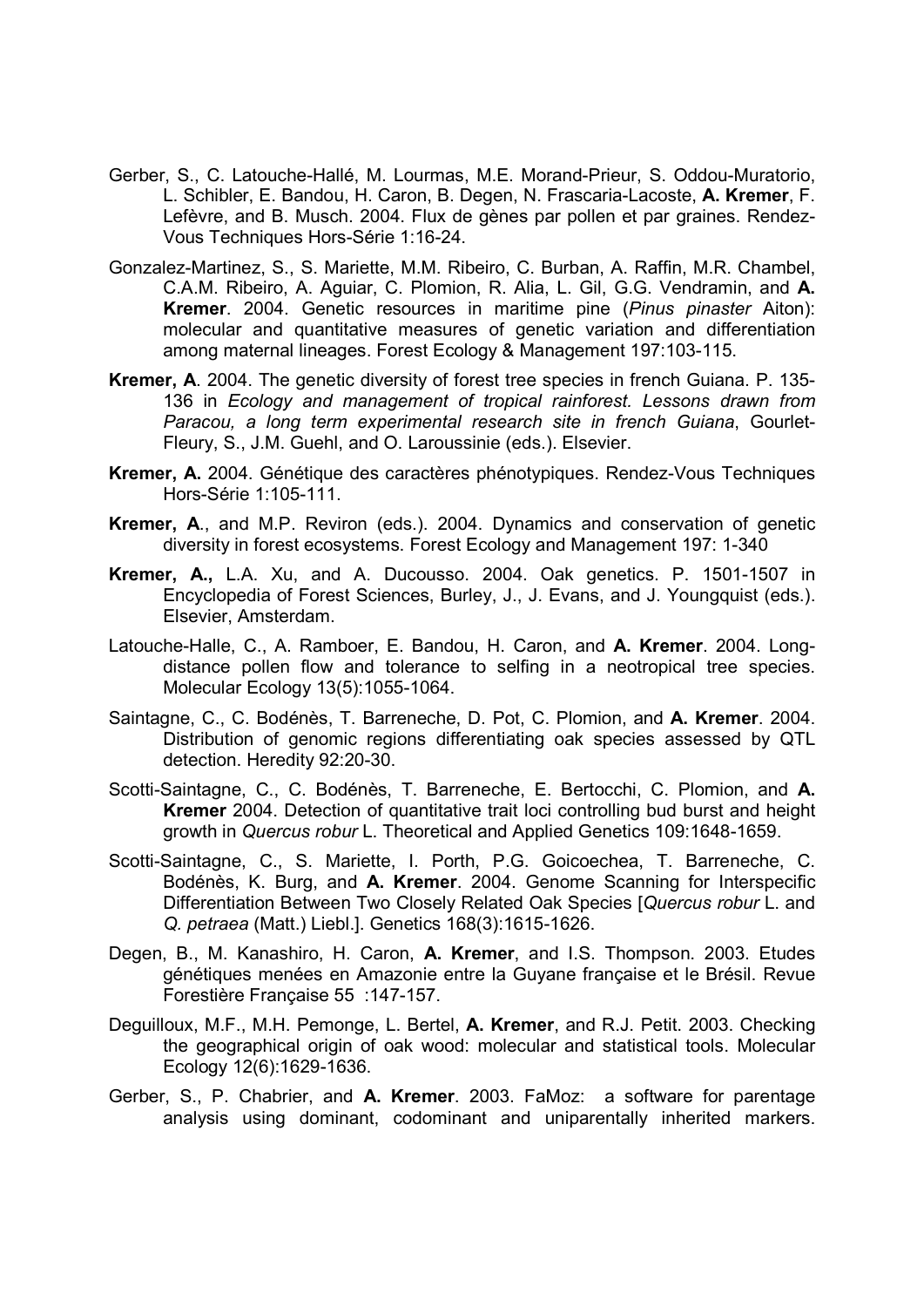Gerber, S., C. Latouche-Hallé, M. Lourmas, M.E. Morand-Prieur, S. Oddou-Muratorio, L. Schibler, E. Bandou, H. Caron, B. Degen, N. Frascaria-Lacoste, **A. Kremer**, F. Lefèvre, and B. Musch. 2004. Flux de gènes par pollen et par graines. Rendez-Vous Techniques Hors-Série 1:16-24.

Gonzalez-Martinez, S., S. Mariette, M.M. Ribeiro, C. Burban, A. Raffin, M.R. Chambel, C.A.M. Ribeiro, A. Aguiar, C. Plomion, R. Alia, L. Gil, G.G. Vendramin, and **A. Kremer**. 2004. Genetic resources in maritime pine (*Pinus pinaster* Aiton): molecular and quantitative measures of genetic variation and differentiation among maternal lineages. Forest Ecology & Management 197:103-115.

**Kremer, A**. 2004. The genetic diversity of forest tree species in french Guiana. P. 135-136 in *Ecology and management of tropical rainforest. Lessons drawn from Paracou, a long term experimental research site in french Guiana*, Gourlet-Fleury, S., J.M. Guehl, and O. Laroussinie (eds.). Elsevier.

**Kremer, A.** 2004. Génétique des caractères phénotypiques. Rendez-Vous Techniques Hors-Série 1:105-111.

**Kremer, A**., and M.P. Reviron (eds.). 2004. Dynamics and conservation of genetic diversity in forest ecosystems. Forest Ecology and Management 197: 1-340

**Kremer, A.,** L.A. Xu, and A. Ducousso. 2004. Oak genetics. P. 1501-1507 in Encyclopedia of Forest Sciences, Burley, J., J. Evans, and J. Youngquist (eds.). Elsevier, Amsterdam.

Latouche-Halle, C., A. Ramboer, E. Bandou, H. Caron, and **A. Kremer**. 2004. Long-distance pollen flow and tolerance to selfing in a neotropical tree species. Molecular Ecology 13(5):1055-1064.

Saintagne, C., C. Bodénès, T. Barreneche, D. Pot, C. Plomion, and **A. Kremer**. 2004. Distribution of genomic regions differentiating oak species assessed by QTL detection. Heredity 92:20-30.

Scotti-Saintagne, C., C. Bodénès, T. Barreneche, E. Bertocchi, C. Plomion, and **A. Kremer** 2004. Detection of quantitative trait loci controlling bud burst and height growth in *Quercus robur* L. Theoretical and Applied Genetics 109:1648-1659.

Scotti-Saintagne, C., S. Mariette, I. Porth, P.G. Goicoechea, T. Barreneche, C. Bodénès, K. Burg, and **A. Kremer**. 2004. Genome Scanning for Interspecific Differentiation Between Two Closely Related Oak Species [*Quercus robur* L. and *Q. petraea* (Matt.) Liebl.]. Genetics 168(3):1615-1626.

Degen, B., M. Kanashiro, H. Caron, **A. Kremer**, and I.S. Thompson. 2003. Etudes génétiques menées en Amazonie entre la Guyane française et le Brésil. Revue Forestière Française 55 :147-157.

Deguilloux, M.F., M.H. Pemonge, L. Bertel, **A. Kremer**, and R.J. Petit. 2003. Checking the geographical origin of oak wood: molecular and statistical tools. Molecular Ecology 12(6):1629-1636.

Gerber, S., P. Chabrier, and **A. Kremer**. 2003. FaMoz: a software for parentage analysis using dominant, codominant and uniparentally inherited markers.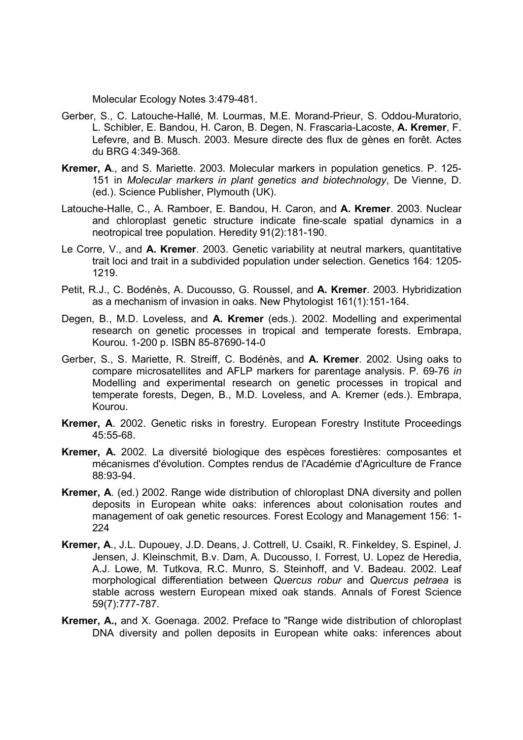Molecular Ecology Notes 3:479-481.

Gerber, S., C. Latouche-Hallé, M. Lourmas, M.E. Morand-Prieur, S. Oddou-Muratorio, L. Schibler, E. Bandou, H. Caron, B. Degen, N. Frascaria-Lacoste, **A. Kremer**, F. Lefevre, and B. Musch. 2003. Mesure directe des flux de gènes en forêt. Actes du BRG 4:349-368.

**Kremer, A**., and S. Mariette. 2003. Molecular markers in population genetics. P. 125-151 in *Molecular markers in plant genetics and biotechnology*, De Vienne, D. (ed.). Science Publisher, Plymouth (UK).

Latouche-Halle, C., A. Ramboer, E. Bandou, H. Caron, and **A. Kremer**. 2003. Nuclear and chloroplast genetic structure indicate fine-scale spatial dynamics in a neotropical tree population. Heredity 91(2):181-190.

Le Corre, V., and **A. Kremer**. 2003. Genetic variability at neutral markers, quantitative trait loci and trait in a subdivided population under selection. Genetics 164: 1205-1219.

Petit, R.J., C. Bodénès, A. Ducousso, G. Roussel, and **A. Kremer**. 2003. Hybridization as a mechanism of invasion in oaks. New Phytologist 161(1):151-164.

Degen, B., M.D. Loveless, and **A. Kremer** (eds.). 2002. Modelling and experimental research on genetic processes in tropical and temperate forests. Embrapa, Kourou. 1-200 p. ISBN 85-87690-14-0

Gerber, S., S. Mariette, R. Streiff, C. Bodénès, and **A. Kremer**. 2002. Using oaks to compare microsatellites and AFLP markers for parentage analysis. P. 69-76 *in* Modelling and experimental research on genetic processes in tropical and temperate forests, Degen, B., M.D. Loveless, and A. Kremer (eds.). Embrapa, Kourou.

**Kremer, A**. 2002. Genetic risks in forestry. European Forestry Institute Proceedings 45:55-68.

**Kremer, A.** 2002. La diversité biologique des espèces forestières: composantes et mécanismes d'évolution. Comptes rendus de l'Académie d'Agriculture de France 88:93-94.

**Kremer, A**. (ed.) 2002. Range wide distribution of chloroplast DNA diversity and pollen deposits in European white oaks: inferences about colonisation routes and management of oak genetic resources. Forest Ecology and Management 156: 1-224

**Kremer, A**., J.L. Dupouey, J.D. Deans, J. Cottrell, U. Csaikl, R. Finkeldey, S. Espinel, J. Jensen, J. Kleinschmit, B.v. Dam, A. Ducousso, I. Forrest, U. Lopez de Heredia, A.J. Lowe, M. Tutkova, R.C. Munro, S. Steinhoff, and V. Badeau. 2002. Leaf morphological differentiation between *Quercus robur* and *Quercus petraea* is stable across western European mixed oak stands. Annals of Forest Science 59(7):777-787.

**Kremer, A.,** and X. Goenaga. 2002. Preface to "Range wide distribution of chloroplast DNA diversity and pollen deposits in European white oaks: inferences about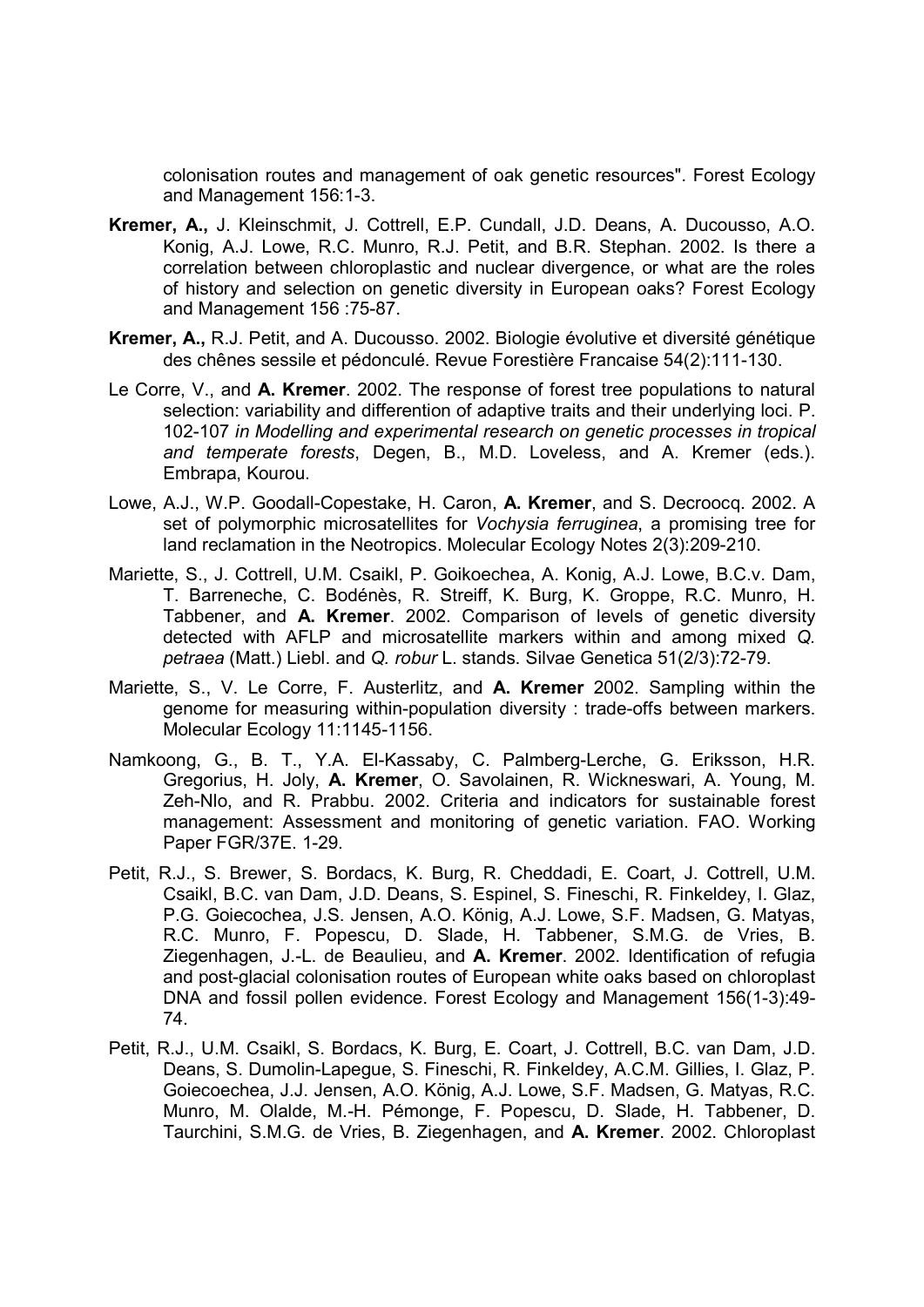colonisation routes and management of oak genetic resources". Forest Ecology and Management 156:1-3.

**Kremer, A.,** J. Kleinschmit, J. Cottrell, E.P. Cundall, J.D. Deans, A. Ducousso, A.O. Konig, A.J. Lowe, R.C. Munro, R.J. Petit, and B.R. Stephan. 2002. Is there a correlation between chloroplastic and nuclear divergence, or what are the roles of history and selection on genetic diversity in European oaks? Forest Ecology and Management 156 :75-87.

**Kremer, A.,** R.J. Petit, and A. Ducousso. 2002. Biologie évolutive et diversité génétique des chênes sessile et pédonculé. Revue Forestière Francaise 54(2):111-130.

Le Corre, V., and **A. Kremer**. 2002. The response of forest tree populations to natural selection: variability and differention of adaptive traits and their underlying loci. P. 102-107 *in Modelling and experimental research on genetic processes in tropical and temperate forests*, Degen, B., M.D. Loveless, and A. Kremer (eds.). Embrapa, Kourou.

Lowe, A.J., W.P. Goodall-Copestake, H. Caron, **A. Kremer**, and S. Decroocq. 2002. A set of polymorphic microsatellites for *Vochysia ferruginea*, a promising tree for land reclamation in the Neotropics. Molecular Ecology Notes 2(3):209-210.

Mariette, S., J. Cottrell, U.M. Csaikl, P. Goikoechea, A. Konig, A.J. Lowe, B.C.v. Dam, T. Barreneche, C. Bodénès, R. Streiff, K. Burg, K. Groppe, R.C. Munro, H. Tabbener, and **A. Kremer**. 2002. Comparison of levels of genetic diversity detected with AFLP and microsatellite markers within and among mixed *Q. petraea* (Matt.) Liebl. and *Q. robur* L. stands. Silvae Genetica 51(2/3):72-79.

Mariette, S., V. Le Corre, F. Austerlitz, and **A. Kremer** 2002. Sampling within the genome for measuring within-population diversity : trade-offs between markers. Molecular Ecology 11:1145-1156.

Namkoong, G., B. T., Y.A. El-Kassaby, C. Palmberg-Lerche, G. Eriksson, H.R. Gregorius, H. Joly, **A. Kremer**, O. Savolainen, R. Wickneswari, A. Young, M. Zeh-Nlo, and R. Prabbu. 2002. Criteria and indicators for sustainable forest management: Assessment and monitoring of genetic variation. FAO. Working Paper FGR/37E. 1-29.

Petit, R.J., S. Brewer, S. Bordacs, K. Burg, R. Cheddadi, E. Coart, J. Cottrell, U.M. Csaikl, B.C. van Dam, J.D. Deans, S. Espinel, S. Fineschi, R. Finkeldey, I. Glaz, P.G. Goiecochea, J.S. Jensen, A.O. König, A.J. Lowe, S.F. Madsen, G. Matyas, R.C. Munro, F. Popescu, D. Slade, H. Tabbener, S.M.G. de Vries, B. Ziegenhagen, J.-L. de Beaulieu, and **A. Kremer**. 2002. Identification of refugia and post-glacial colonisation routes of European white oaks based on chloroplast DNA and fossil pollen evidence. Forest Ecology and Management 156(1-3):49-74.

Petit, R.J., U.M. Csaikl, S. Bordacs, K. Burg, E. Coart, J. Cottrell, B.C. van Dam, J.D. Deans, S. Dumolin-Lapegue, S. Fineschi, R. Finkeldey, A.C.M. Gillies, I. Glaz, P. Goiecoechea, J.J. Jensen, A.O. König, A.J. Lowe, S.F. Madsen, G. Matyas, R.C. Munro, M. Olalde, M.-H. Pémonge, F. Popescu, D. Slade, H. Tabbener, D. Taurchini, S.M.G. de Vries, B. Ziegenhagen, and **A. Kremer**. 2002. Chloroplast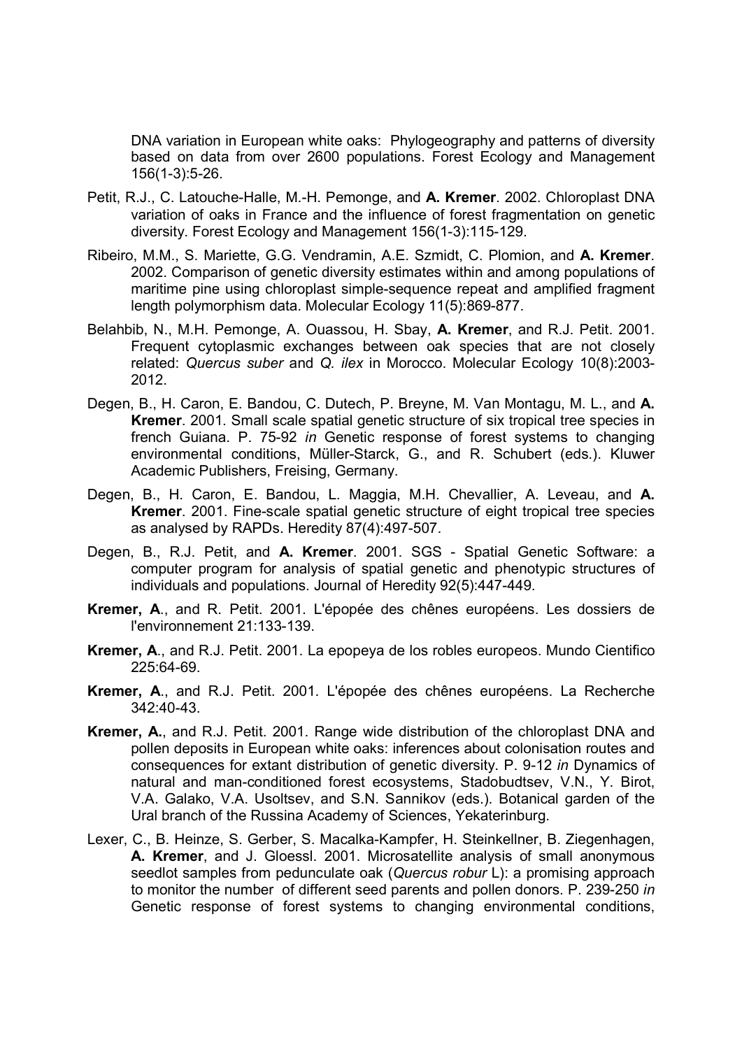DNA variation in European white oaks: Phylogeography and patterns of diversity based on data from over 2600 populations. Forest Ecology and Management 156(1-3):5-26.

Petit, R.J., C. Latouche-Halle, M.-H. Pemonge, and **A. Kremer**. 2002. Chloroplast DNA variation of oaks in France and the influence of forest fragmentation on genetic diversity. Forest Ecology and Management 156(1-3):115-129.

Ribeiro, M.M., S. Mariette, G.G. Vendramin, A.E. Szmidt, C. Plomion, and **A. Kremer**. 2002. Comparison of genetic diversity estimates within and among populations of maritime pine using chloroplast simple-sequence repeat and amplified fragment length polymorphism data. Molecular Ecology 11(5):869-877.

Belahbib, N., M.H. Pemonge, A. Ouassou, H. Sbay, **A. Kremer**, and R.J. Petit. 2001. Frequent cytoplasmic exchanges between oak species that are not closely related: *Quercus suber* and *Q. ilex* in Morocco. Molecular Ecology 10(8):2003-2012.

Degen, B., H. Caron, E. Bandou, C. Dutech, P. Breyne, M. Van Montagu, M. L., and **A. Kremer**. 2001. Small scale spatial genetic structure of six tropical tree species in french Guiana. P. 75-92 *in* Genetic response of forest systems to changing environmental conditions, Müller-Starck, G., and R. Schubert (eds.). Kluwer Academic Publishers, Freising, Germany.

Degen, B., H. Caron, E. Bandou, L. Maggia, M.H. Chevallier, A. Leveau, and **A. Kremer**. 2001. Fine-scale spatial genetic structure of eight tropical tree species as analysed by RAPDs. Heredity 87(4):497-507.

Degen, B., R.J. Petit, and **A. Kremer**. 2001. SGS - Spatial Genetic Software: a computer program for analysis of spatial genetic and phenotypic structures of individuals and populations. Journal of Heredity 92(5):447-449.

**Kremer, A**., and R. Petit. 2001. L'épopée des chênes européens. Les dossiers de l'environnement 21:133-139.

**Kremer, A**., and R.J. Petit. 2001. La epopeya de los robles europeos. Mundo Cientifico 225:64-69.

**Kremer, A**., and R.J. Petit. 2001. L'épopée des chênes européens. La Recherche 342:40-43.

**Kremer, A.**, and R.J. Petit. 2001. Range wide distribution of the chloroplast DNA and pollen deposits in European white oaks: inferences about colonisation routes and consequences for extant distribution of genetic diversity. P. 9-12 *in* Dynamics of natural and man-conditioned forest ecosystems, Stadobudtsev, V.N., Y. Birot, V.A. Galako, V.A. Usoltsev, and S.N. Sannikov (eds.). Botanical garden of the Ural branch of the Russina Academy of Sciences, Yekaterinburg.

Lexer, C., B. Heinze, S. Gerber, S. Macalka-Kampfer, H. Steinkellner, B. Ziegenhagen, **A. Kremer**, and J. Gloessl. 2001. Microsatellite analysis of small anonymous seedlot samples from pedunculate oak (*Quercus robur* L): a promising approach to monitor the number of different seed parents and pollen donors. P. 239-250 *in* Genetic response of forest systems to changing environmental conditions,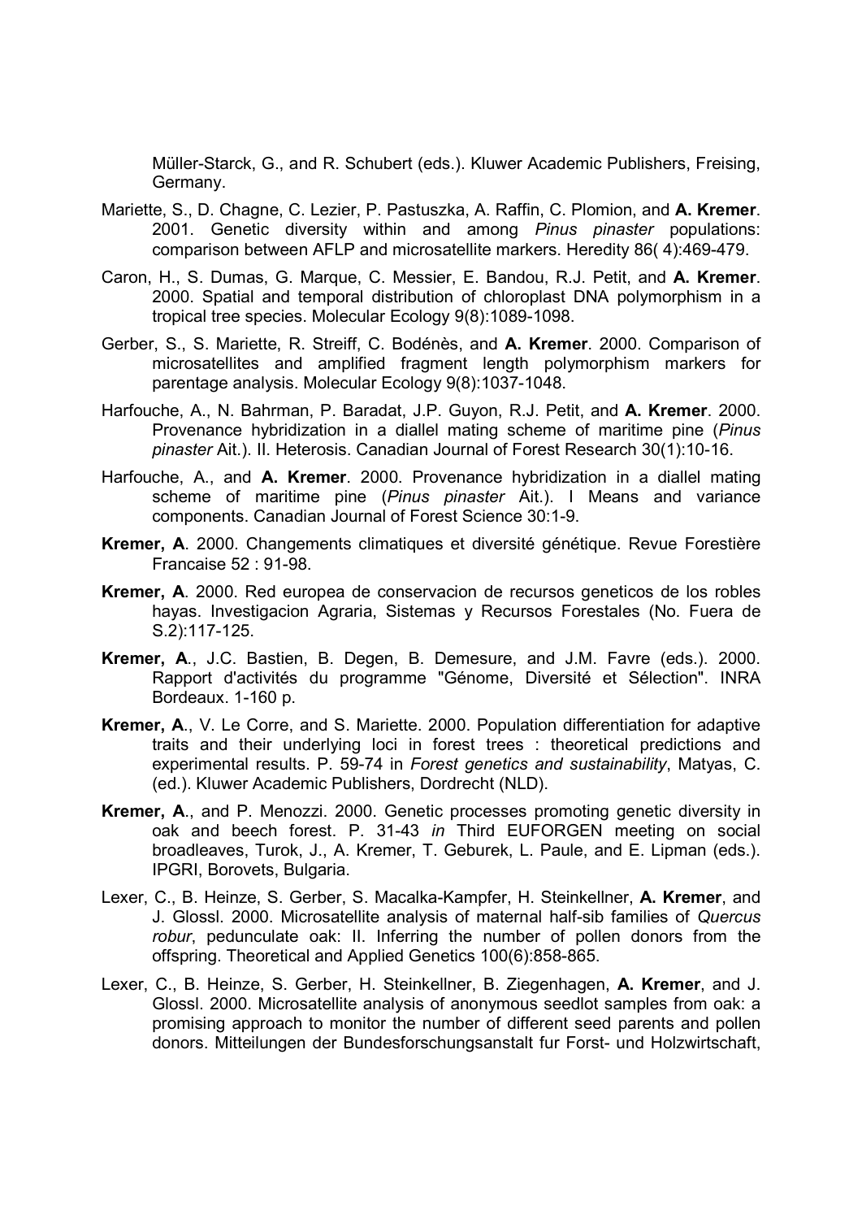Müller-Starck, G., and R. Schubert (eds.). Kluwer Academic Publishers, Freising, Germany.

Mariette, S., D. Chagne, C. Lezier, P. Pastuszka, A. Raffin, C. Plomion, and **A. Kremer**. 2001. Genetic diversity within and among *Pinus pinaster* populations: comparison between AFLP and microsatellite markers. Heredity 86( 4):469-479.

Caron, H., S. Dumas, G. Marque, C. Messier, E. Bandou, R.J. Petit, and **A. Kremer**. 2000. Spatial and temporal distribution of chloroplast DNA polymorphism in a tropical tree species. Molecular Ecology 9(8):1089-1098.

Gerber, S., S. Mariette, R. Streiff, C. Bodénès, and **A. Kremer**. 2000. Comparison of microsatellites and amplified fragment length polymorphism markers for parentage analysis. Molecular Ecology 9(8):1037-1048.

Harfouche, A., N. Bahrman, P. Baradat, J.P. Guyon, R.J. Petit, and **A. Kremer**. 2000. Provenance hybridization in a diallel mating scheme of maritime pine (*Pinus pinaster* Ait.). II. Heterosis. Canadian Journal of Forest Research 30(1):10-16.

Harfouche, A., and **A. Kremer**. 2000. Provenance hybridization in a diallel mating scheme of maritime pine (*Pinus pinaster* Ait.). I Means and variance components. Canadian Journal of Forest Science 30:1-9.

**Kremer, A**. 2000. Changements climatiques et diversité génétique. Revue Forestière Francaise 52 : 91-98.

**Kremer, A**. 2000. Red europea de conservacion de recursos geneticos de los robles hayas. Investigacion Agraria, Sistemas y Recursos Forestales (No. Fuera de S.2):117-125.

**Kremer, A**., J.C. Bastien, B. Degen, B. Demesure, and J.M. Favre (eds.). 2000. Rapport d'activités du programme "Génome, Diversité et Sélection". INRA Bordeaux. 1-160 p.

**Kremer, A**., V. Le Corre, and S. Mariette. 2000. Population differentiation for adaptive traits and their underlying loci in forest trees : theoretical predictions and experimental results. P. 59-74 in *Forest genetics and sustainability*, Matyas, C. (ed.). Kluwer Academic Publishers, Dordrecht (NLD).

**Kremer, A**., and P. Menozzi. 2000. Genetic processes promoting genetic diversity in oak and beech forest. P. 31-43 *in* Third EUFORGEN meeting on social broadleaves, Turok, J., A. Kremer, T. Geburek, L. Paule, and E. Lipman (eds.). IPGRI, Borovets, Bulgaria.

Lexer, C., B. Heinze, S. Gerber, S. Macalka-Kampfer, H. Steinkellner, **A. Kremer**, and J. Glossl. 2000. Microsatellite analysis of maternal half-sib families of *Quercus robur*, pedunculate oak: II. Inferring the number of pollen donors from the offspring. Theoretical and Applied Genetics 100(6):858-865.

Lexer, C., B. Heinze, S. Gerber, H. Steinkellner, B. Ziegenhagen, **A. Kremer**, and J. Glossl. 2000. Microsatellite analysis of anonymous seedlot samples from oak: a promising approach to monitor the number of different seed parents and pollen donors. Mitteilungen der Bundesforschungsanstalt fur Forst- und Holzwirtschaft,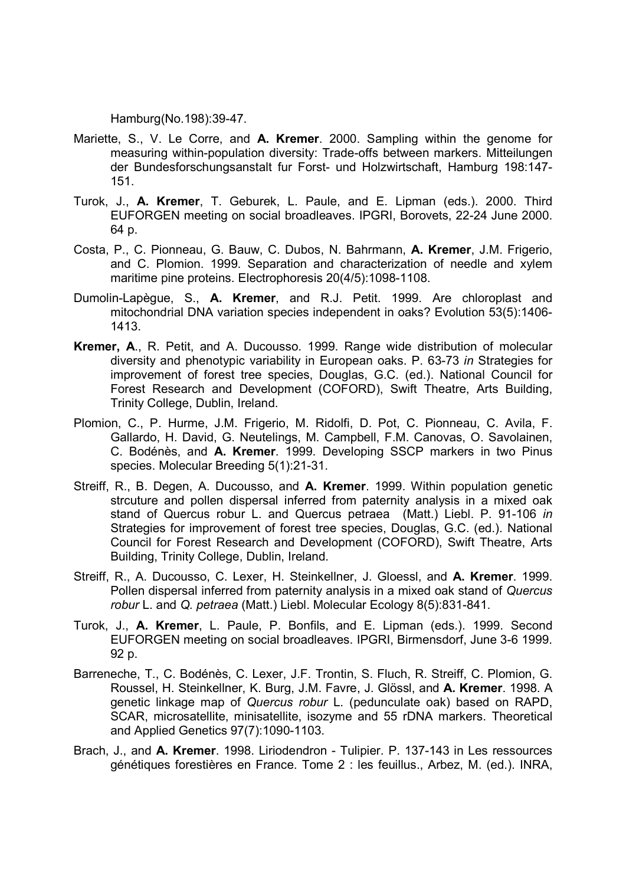Hamburg(No.198):39-47.

Mariette, S., V. Le Corre, and **A. Kremer**. 2000. Sampling within the genome for measuring within-population diversity: Trade-offs between markers. Mitteilungen der Bundesforschungsanstalt fur Forst- und Holzwirtschaft, Hamburg 198:147-151.

Turok, J., **A. Kremer**, T. Geburek, L. Paule, and E. Lipman (eds.). 2000. Third EUFORGEN meeting on social broadleaves. IPGRI, Borovets, 22-24 June 2000. 64 p.

Costa, P., C. Pionneau, G. Bauw, C. Dubos, N. Bahrmann, **A. Kremer**, J.M. Frigerio, and C. Plomion. 1999. Separation and characterization of needle and xylem maritime pine proteins. Electrophoresis 20(4/5):1098-1108.

Dumolin-Lapègue, S., **A. Kremer**, and R.J. Petit. 1999. Are chloroplast and mitochondrial DNA variation species independent in oaks? Evolution 53(5):1406-1413.

**Kremer, A**., R. Petit, and A. Ducousso. 1999. Range wide distribution of molecular diversity and phenotypic variability in European oaks. P. 63-73 *in* Strategies for improvement of forest tree species, Douglas, G.C. (ed.). National Council for Forest Research and Development (COFORD), Swift Theatre, Arts Building, Trinity College, Dublin, Ireland.

Plomion, C., P. Hurme, J.M. Frigerio, M. Ridolfi, D. Pot, C. Pionneau, C. Avila, F. Gallardo, H. David, G. Neutelings, M. Campbell, F.M. Canovas, O. Savolainen, C. Bodénès, and **A. Kremer**. 1999. Developing SSCP markers in two Pinus species. Molecular Breeding 5(1):21-31.

Streiff, R., B. Degen, A. Ducousso, and **A. Kremer**. 1999. Within population genetic strcuture and pollen dispersal inferred from paternity analysis in a mixed oak stand of Quercus robur L. and Quercus petraea (Matt.) Liebl. P. 91-106 *in* Strategies for improvement of forest tree species, Douglas, G.C. (ed.). National Council for Forest Research and Development (COFORD), Swift Theatre, Arts Building, Trinity College, Dublin, Ireland.

Streiff, R., A. Ducousso, C. Lexer, H. Steinkellner, J. Gloessl, and **A. Kremer**. 1999. Pollen dispersal inferred from paternity analysis in a mixed oak stand of *Quercus robur* L. and *Q. petraea* (Matt.) Liebl. Molecular Ecology 8(5):831-841.

Turok, J., **A. Kremer**, L. Paule, P. Bonfils, and E. Lipman (eds.). 1999. Second EUFORGEN meeting on social broadleaves. IPGRI, Birmensdorf, June 3-6 1999. 92 p.

Barreneche, T., C. Bodénès, C. Lexer, J.F. Trontin, S. Fluch, R. Streiff, C. Plomion, G. Roussel, H. Steinkellner, K. Burg, J.M. Favre, J. Glössl, and **A. Kremer**. 1998. A genetic linkage map of *Quercus robur* L. (pedunculate oak) based on RAPD, SCAR, microsatellite, minisatellite, isozyme and 55 rDNA markers. Theoretical and Applied Genetics 97(7):1090-1103.

Brach, J., and **A. Kremer**. 1998. Liriodendron - Tulipier. P. 137-143 in Les ressources génétiques forestières en France. Tome 2 : les feuillus., Arbez, M. (ed.). INRA,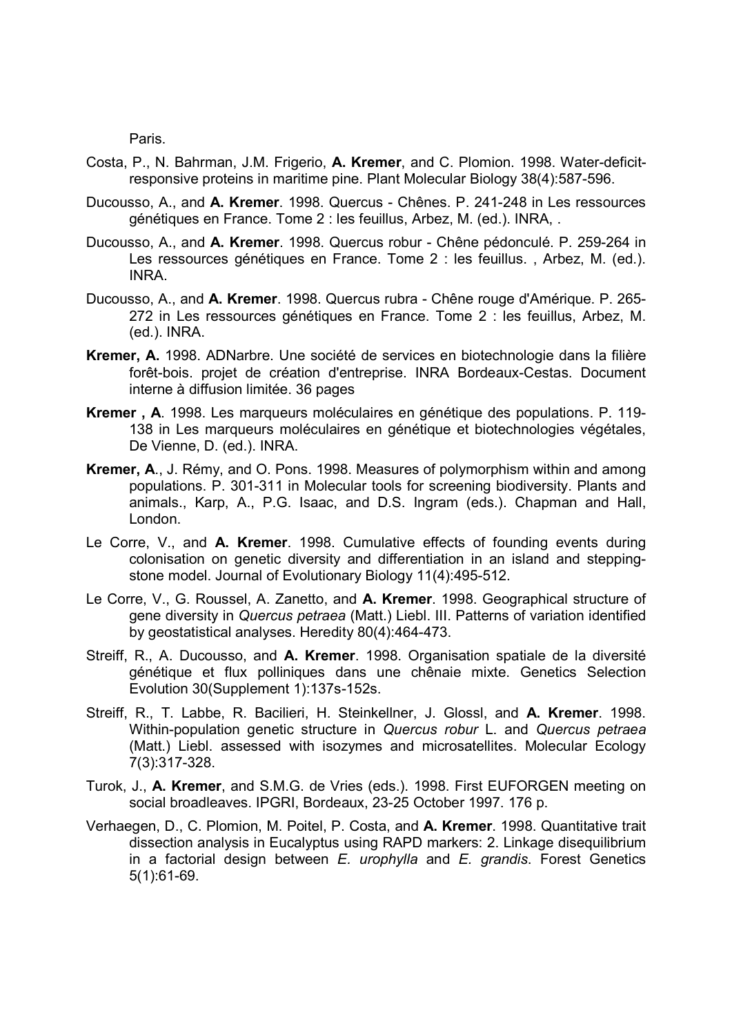Paris.

Costa, P., N. Bahrman, J.M. Frigerio, **A. Kremer**, and C. Plomion. 1998. Water-deficit-responsive proteins in maritime pine. Plant Molecular Biology 38(4):587-596.

Ducousso, A., and **A. Kremer**. 1998. Quercus - Chênes. P. 241-248 in Les ressources génétiques en France. Tome 2 : les feuillus, Arbez, M. (ed.). INRA, .

Ducousso, A., and **A. Kremer**. 1998. Quercus robur - Chêne pédonculé. P. 259-264 in Les ressources génétiques en France. Tome 2 : les feuillus. , Arbez, M. (ed.). INRA.

Ducousso, A., and **A. Kremer**. 1998. Quercus rubra - Chêne rouge d'Amérique. P. 265-272 in Les ressources génétiques en France. Tome 2 : les feuillus, Arbez, M. (ed.). INRA.

**Kremer, A.** 1998. ADNarbre. Une société de services en biotechnologie dans la filière forêt-bois. projet de création d'entreprise. INRA Bordeaux-Cestas. Document interne à diffusion limitée. 36 pages

**Kremer , A**. 1998. Les marqueurs moléculaires en génétique des populations. P. 119-138 in Les marqueurs moléculaires en génétique et biotechnologies végétales, De Vienne, D. (ed.). INRA.

**Kremer, A**., J. Rémy, and O. Pons. 1998. Measures of polymorphism within and among populations. P. 301-311 in Molecular tools for screening biodiversity. Plants and animals., Karp, A., P.G. Isaac, and D.S. Ingram (eds.). Chapman and Hall, London.

Le Corre, V., and **A. Kremer**. 1998. Cumulative effects of founding events during colonisation on genetic diversity and differentiation in an island and stepping-stone model. Journal of Evolutionary Biology 11(4):495-512.

Le Corre, V., G. Roussel, A. Zanetto, and **A. Kremer**. 1998. Geographical structure of gene diversity in *Quercus petraea* (Matt.) Liebl. III. Patterns of variation identified by geostatistical analyses. Heredity 80(4):464-473.

Streiff, R., A. Ducousso, and **A. Kremer**. 1998. Organisation spatiale de la diversité génétique et flux polliniques dans une chênaie mixte. Genetics Selection Evolution 30(Supplement 1):137s-152s.

Streiff, R., T. Labbe, R. Bacilieri, H. Steinkellner, J. Glossl, and **A. Kremer**. 1998. Within-population genetic structure in *Quercus robur* L. and *Quercus petraea* (Matt.) Liebl. assessed with isozymes and microsatellites. Molecular Ecology 7(3):317-328.

Turok, J., **A. Kremer**, and S.M.G. de Vries (eds.). 1998. First EUFORGEN meeting on social broadleaves. IPGRI, Bordeaux, 23-25 October 1997. 176 p.

Verhaegen, D., C. Plomion, M. Poitel, P. Costa, and **A. Kremer**. 1998. Quantitative trait dissection analysis in Eucalyptus using RAPD markers: 2. Linkage disequilibrium in a factorial design between *E. urophylla* and *E. grandis*. Forest Genetics 5(1):61-69.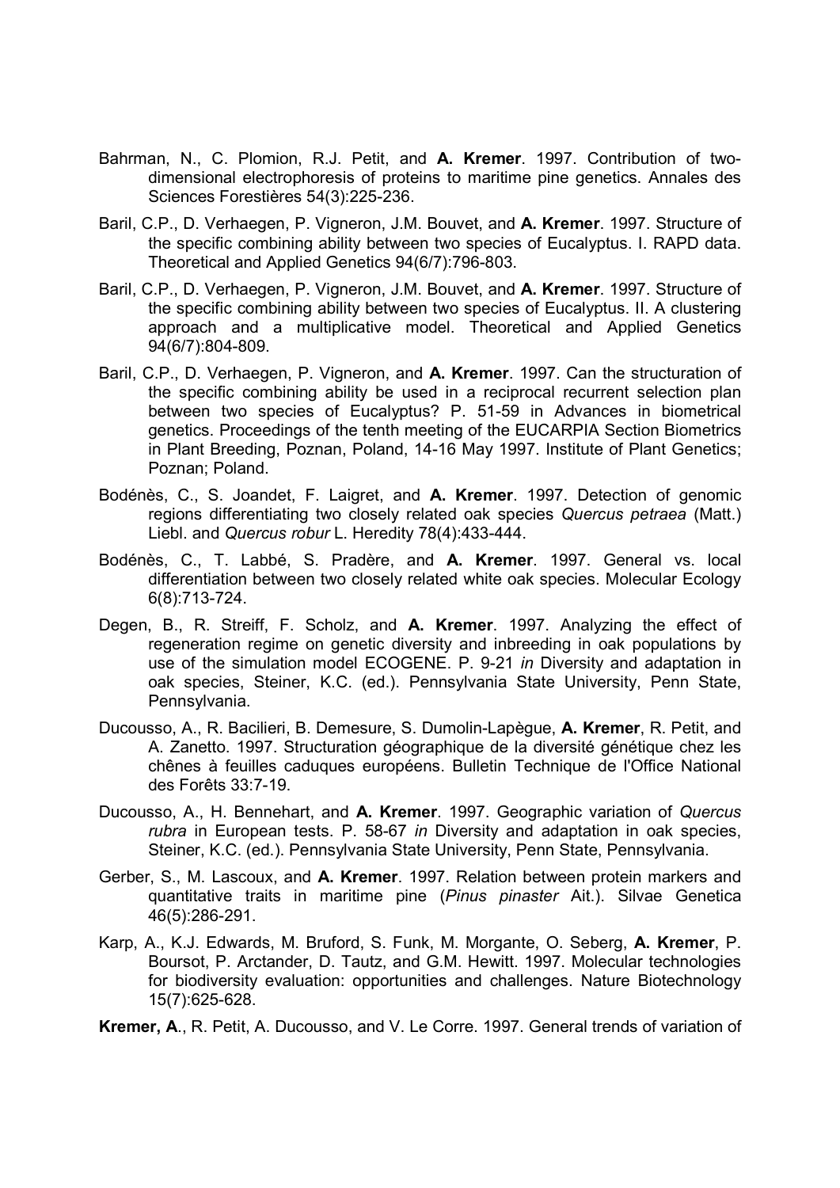Bahrman, N., C. Plomion, R.J. Petit, and **A. Kremer**. 1997. Contribution of two-dimensional electrophoresis of proteins to maritime pine genetics. Annales des Sciences Forestières 54(3):225-236.

Baril, C.P., D. Verhaegen, P. Vigneron, J.M. Bouvet, and **A. Kremer**. 1997. Structure of the specific combining ability between two species of Eucalyptus. I. RAPD data. Theoretical and Applied Genetics 94(6/7):796-803.

Baril, C.P., D. Verhaegen, P. Vigneron, J.M. Bouvet, and **A. Kremer**. 1997. Structure of the specific combining ability between two species of Eucalyptus. II. A clustering approach and a multiplicative model. Theoretical and Applied Genetics 94(6/7):804-809.

Baril, C.P., D. Verhaegen, P. Vigneron, and **A. Kremer**. 1997. Can the structuration of the specific combining ability be used in a reciprocal recurrent selection plan between two species of Eucalyptus? P. 51-59 in Advances in biometrical genetics. Proceedings of the tenth meeting of the EUCARPIA Section Biometrics in Plant Breeding, Poznan, Poland, 14-16 May 1997. Institute of Plant Genetics; Poznan; Poland.

Bodénès, C., S. Joandet, F. Laigret, and **A. Kremer**. 1997. Detection of genomic regions differentiating two closely related oak species *Quercus petraea* (Matt.) Liebl. and *Quercus robur* L. Heredity 78(4):433-444.

Bodénès, C., T. Labbé, S. Pradère, and **A. Kremer**. 1997. General vs. local differentiation between two closely related white oak species. Molecular Ecology 6(8):713-724.

Degen, B., R. Streiff, F. Scholz, and **A. Kremer**. 1997. Analyzing the effect of regeneration regime on genetic diversity and inbreeding in oak populations by use of the simulation model ECOGENE. P. 9-21 *in* Diversity and adaptation in oak species, Steiner, K.C. (ed.). Pennsylvania State University, Penn State, Pennsylvania.

Ducousso, A., R. Bacilieri, B. Demesure, S. Dumolin-Lapègue, **A. Kremer**, R. Petit, and A. Zanetto. 1997. Structuration géographique de la diversité génétique chez les chênes à feuilles caduques européens. Bulletin Technique de l'Office National des Forêts 33:7-19.

Ducousso, A., H. Bennehart, and **A. Kremer**. 1997. Geographic variation of *Quercus rubra* in European tests. P. 58-67 *in* Diversity and adaptation in oak species, Steiner, K.C. (ed.). Pennsylvania State University, Penn State, Pennsylvania.

Gerber, S., M. Lascoux, and **A. Kremer**. 1997. Relation between protein markers and quantitative traits in maritime pine (*Pinus pinaster* Ait.). Silvae Genetica 46(5):286-291.

Karp, A., K.J. Edwards, M. Bruford, S. Funk, M. Morgante, O. Seberg, **A. Kremer**, P. Boursot, P. Arctander, D. Tautz, and G.M. Hewitt. 1997. Molecular technologies for biodiversity evaluation: opportunities and challenges. Nature Biotechnology 15(7):625-628.

**Kremer, A**., R. Petit, A. Ducousso, and V. Le Corre. 1997. General trends of variation of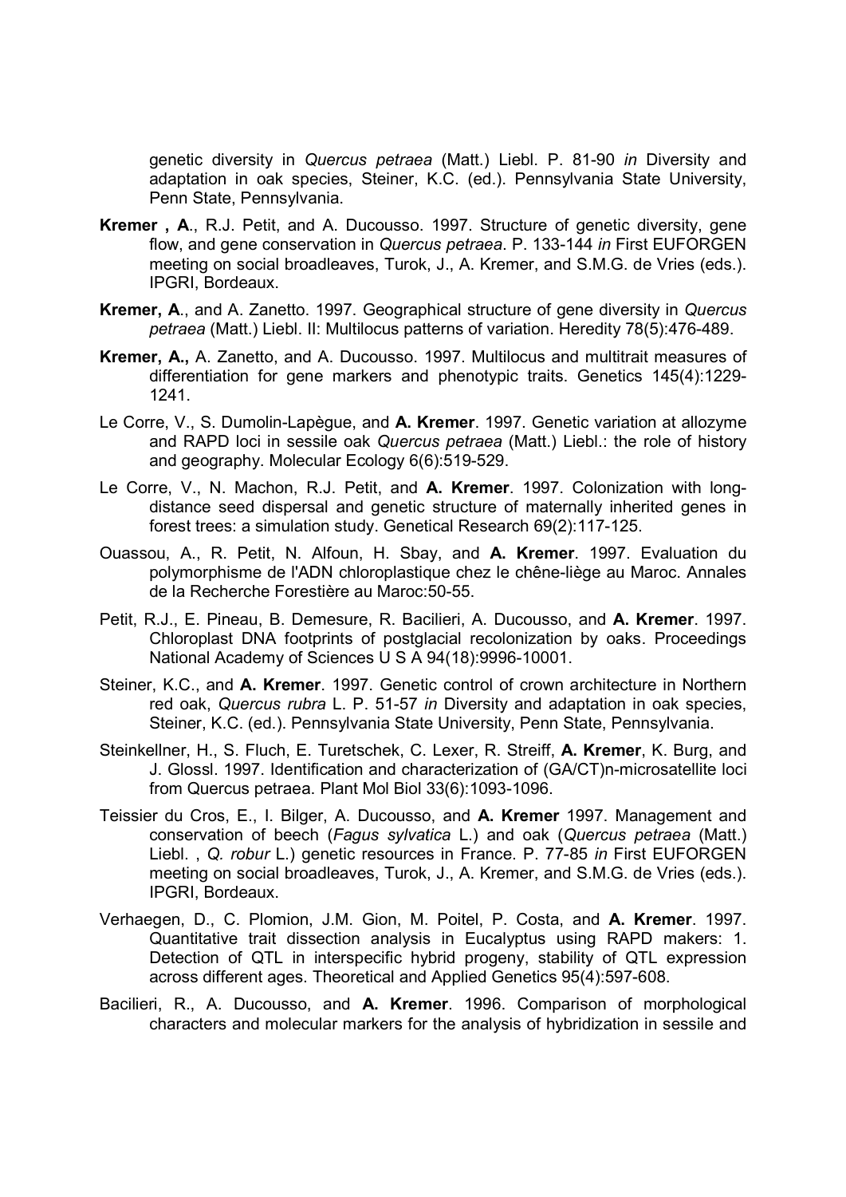genetic diversity in *Quercus petraea* (Matt.) Liebl. P. 81-90 *in* Diversity and adaptation in oak species, Steiner, K.C. (ed.). Pennsylvania State University, Penn State, Pennsylvania.

**Kremer , A**., R.J. Petit, and A. Ducousso. 1997. Structure of genetic diversity, gene flow, and gene conservation in *Quercus petraea*. P. 133-144 *in* First EUFORGEN meeting on social broadleaves, Turok, J., A. Kremer, and S.M.G. de Vries (eds.). IPGRI, Bordeaux.

**Kremer, A**., and A. Zanetto. 1997. Geographical structure of gene diversity in *Quercus petraea* (Matt.) Liebl. II: Multilocus patterns of variation. Heredity 78(5):476-489.

**Kremer, A.,** A. Zanetto, and A. Ducousso. 1997. Multilocus and multitrait measures of differentiation for gene markers and phenotypic traits. Genetics 145(4):1229-1241.

Le Corre, V., S. Dumolin-Lapègue, and **A. Kremer**. 1997. Genetic variation at allozyme and RAPD loci in sessile oak *Quercus petraea* (Matt.) Liebl.: the role of history and geography. Molecular Ecology 6(6):519-529.

Le Corre, V., N. Machon, R.J. Petit, and **A. Kremer**. 1997. Colonization with long-distance seed dispersal and genetic structure of maternally inherited genes in forest trees: a simulation study. Genetical Research 69(2):117-125.

Ouassou, A., R. Petit, N. Alfoun, H. Sbay, and **A. Kremer**. 1997. Evaluation du polymorphisme de l'ADN chloroplastique chez le chêne-liège au Maroc. Annales de la Recherche Forestière au Maroc:50-55.

Petit, R.J., E. Pineau, B. Demesure, R. Bacilieri, A. Ducousso, and **A. Kremer**. 1997. Chloroplast DNA footprints of postglacial recolonization by oaks. Proceedings National Academy of Sciences U S A 94(18):9996-10001.

Steiner, K.C., and **A. Kremer**. 1997. Genetic control of crown architecture in Northern red oak, *Quercus rubra* L. P. 51-57 *in* Diversity and adaptation in oak species, Steiner, K.C. (ed.). Pennsylvania State University, Penn State, Pennsylvania.

Steinkellner, H., S. Fluch, E. Turetschek, C. Lexer, R. Streiff, **A. Kremer**, K. Burg, and J. Glossl. 1997. Identification and characterization of (GA/CT)n-microsatellite loci from Quercus petraea. Plant Mol Biol 33(6):1093-1096.

Teissier du Cros, E., I. Bilger, A. Ducousso, and **A. Kremer** 1997. Management and conservation of beech (*Fagus sylvatica* L.) and oak (*Quercus petraea* (Matt.) Liebl. , *Q. robur* L.) genetic resources in France. P. 77-85 *in* First EUFORGEN meeting on social broadleaves, Turok, J., A. Kremer, and S.M.G. de Vries (eds.). IPGRI, Bordeaux.

Verhaegen, D., C. Plomion, J.M. Gion, M. Poitel, P. Costa, and **A. Kremer**. 1997. Quantitative trait dissection analysis in Eucalyptus using RAPD makers: 1. Detection of QTL in interspecific hybrid progeny, stability of QTL expression across different ages. Theoretical and Applied Genetics 95(4):597-608.

Bacilieri, R., A. Ducousso, and **A. Kremer**. 1996. Comparison of morphological characters and molecular markers for the analysis of hybridization in sessile and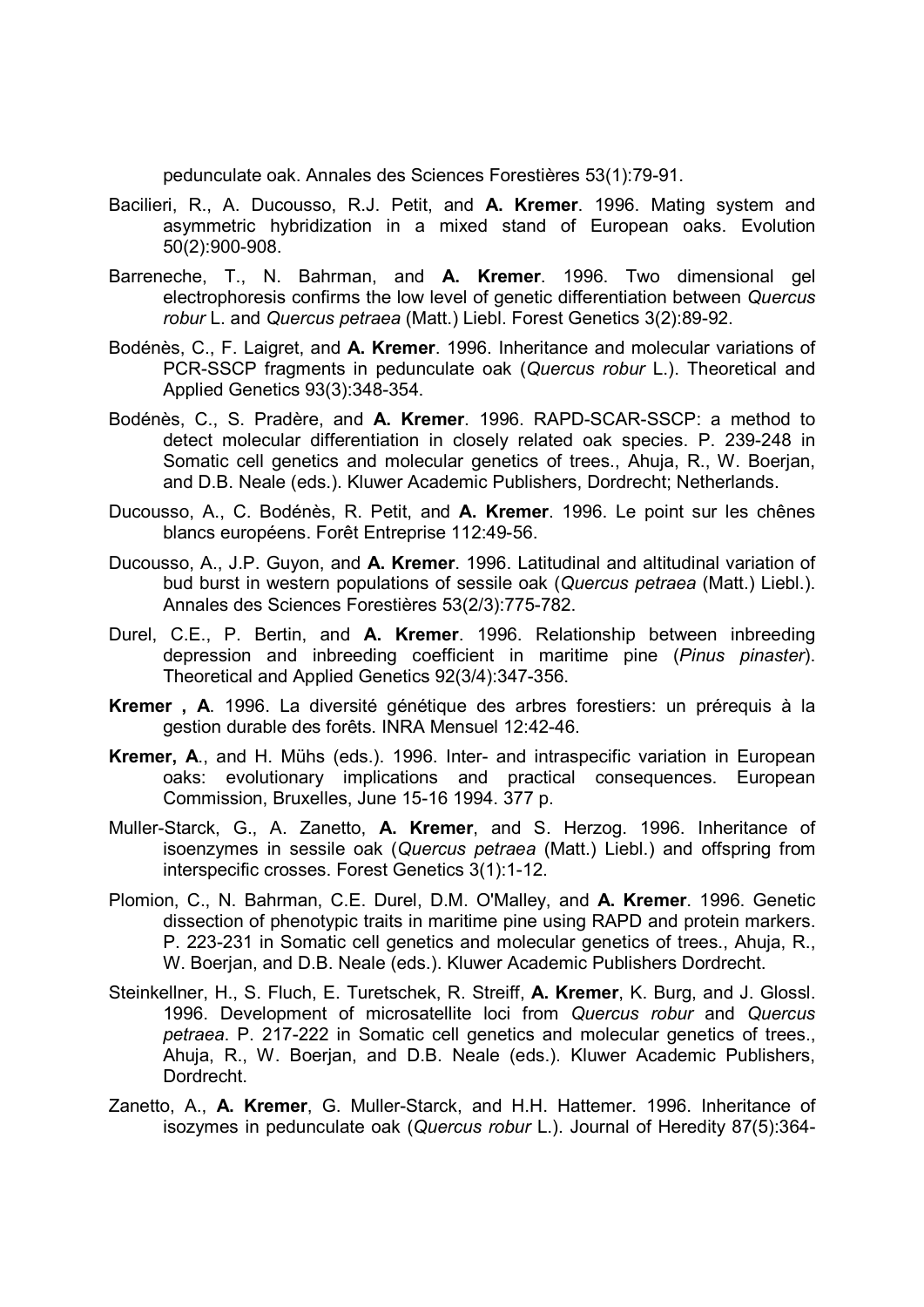pedunculate oak. Annales des Sciences Forestières 53(1):79-91.

Bacilieri, R., A. Ducousso, R.J. Petit, and **A. Kremer**. 1996. Mating system and asymmetric hybridization in a mixed stand of European oaks. Evolution 50(2):900-908.

Barreneche, T., N. Bahrman, and **A. Kremer**. 1996. Two dimensional gel electrophoresis confirms the low level of genetic differentiation between *Quercus robur* L. and *Quercus petraea* (Matt.) Liebl. Forest Genetics 3(2):89-92.

Bodénès, C., F. Laigret, and **A. Kremer**. 1996. Inheritance and molecular variations of PCR-SSCP fragments in pedunculate oak (*Quercus robur* L.). Theoretical and Applied Genetics 93(3):348-354.

Bodénès, C., S. Pradère, and **A. Kremer**. 1996. RAPD-SCAR-SSCP: a method to detect molecular differentiation in closely related oak species. P. 239-248 in Somatic cell genetics and molecular genetics of trees., Ahuja, R., W. Boerjan, and D.B. Neale (eds.). Kluwer Academic Publishers, Dordrecht; Netherlands.

Ducousso, A., C. Bodénès, R. Petit, and **A. Kremer**. 1996. Le point sur les chênes blancs européens. Forêt Entreprise 112:49-56.

Ducousso, A., J.P. Guyon, and **A. Kremer**. 1996. Latitudinal and altitudinal variation of bud burst in western populations of sessile oak (*Quercus petraea* (Matt.) Liebl.). Annales des Sciences Forestières 53(2/3):775-782.

Durel, C.E., P. Bertin, and **A. Kremer**. 1996. Relationship between inbreeding depression and inbreeding coefficient in maritime pine (*Pinus pinaster*). Theoretical and Applied Genetics 92(3/4):347-356.

**Kremer , A**. 1996. La diversité génétique des arbres forestiers: un prérequis à la gestion durable des forêts. INRA Mensuel 12:42-46.

**Kremer, A**., and H. Mühs (eds.). 1996. Inter- and intraspecific variation in European oaks: evolutionary implications and practical consequences. European Commission, Bruxelles, June 15-16 1994. 377 p.

Muller-Starck, G., A. Zanetto, **A. Kremer**, and S. Herzog. 1996. Inheritance of isoenzymes in sessile oak (*Quercus petraea* (Matt.) Liebl.) and offspring from interspecific crosses. Forest Genetics 3(1):1-12.

Plomion, C., N. Bahrman, C.E. Durel, D.M. O'Malley, and **A. Kremer**. 1996. Genetic dissection of phenotypic traits in maritime pine using RAPD and protein markers. P. 223-231 in Somatic cell genetics and molecular genetics of trees., Ahuja, R., W. Boerjan, and D.B. Neale (eds.). Kluwer Academic Publishers Dordrecht.

Steinkellner, H., S. Fluch, E. Turetschek, R. Streiff, **A. Kremer**, K. Burg, and J. Glossl. 1996. Development of microsatellite loci from *Quercus robur* and *Quercus petraea*. P. 217-222 in Somatic cell genetics and molecular genetics of trees., Ahuja, R., W. Boerjan, and D.B. Neale (eds.). Kluwer Academic Publishers, Dordrecht.

Zanetto, A., **A. Kremer**, G. Muller-Starck, and H.H. Hattemer. 1996. Inheritance of isozymes in pedunculate oak (*Quercus robur* L.). Journal of Heredity 87(5):364-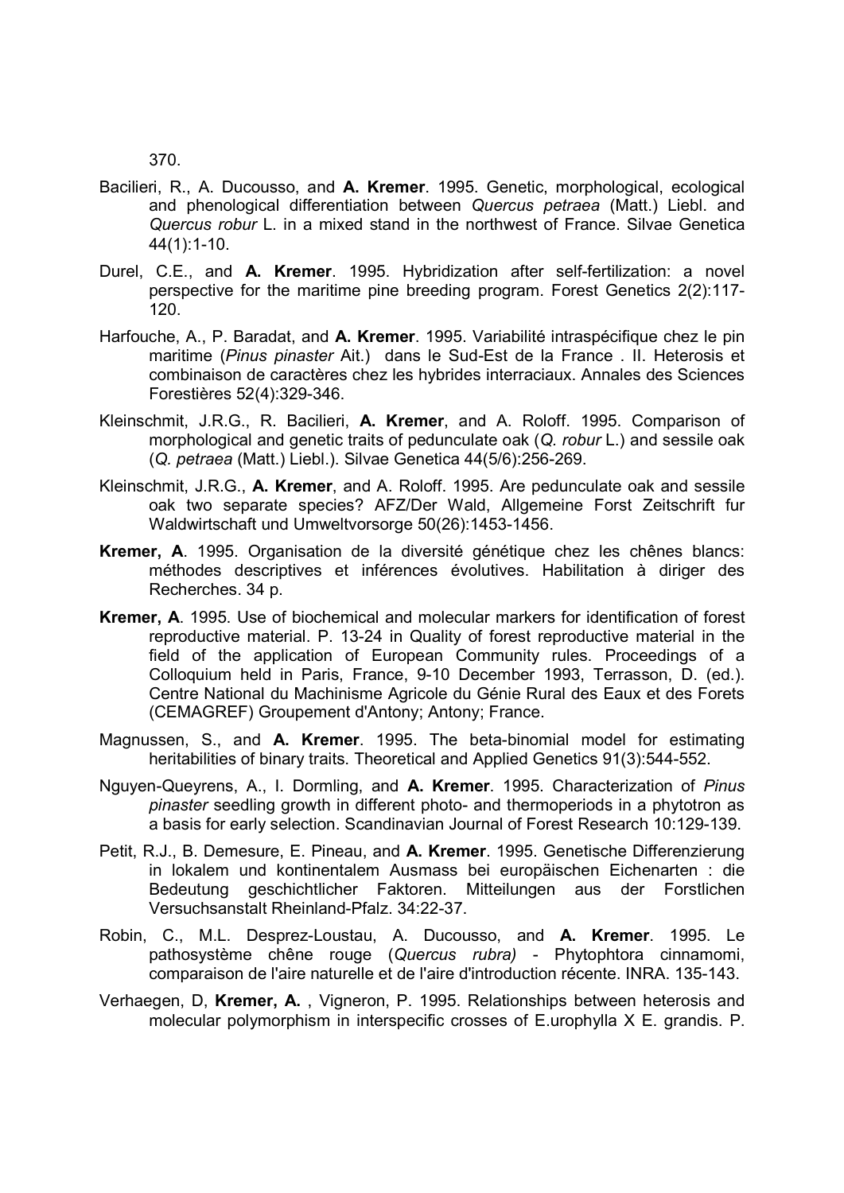370.

Bacilieri, R., A. Ducousso, and **A. Kremer**. 1995. Genetic, morphological, ecological and phenological differentiation between *Quercus petraea* (Matt.) Liebl. and *Quercus robur* L. in a mixed stand in the northwest of France. Silvae Genetica 44(1):1-10.

Durel, C.E., and **A. Kremer**. 1995. Hybridization after self-fertilization: a novel perspective for the maritime pine breeding program. Forest Genetics 2(2):117-120.

Harfouche, A., P. Baradat, and **A. Kremer**. 1995. Variabilité intraspécifique chez le pin maritime (*Pinus pinaster* Ait.) dans le Sud-Est de la France . II. Heterosis et combinaison de caractères chez les hybrides interraciaux. Annales des Sciences Forestières 52(4):329-346.

Kleinschmit, J.R.G., R. Bacilieri, **A. Kremer**, and A. Roloff. 1995. Comparison of morphological and genetic traits of pedunculate oak (*Q. robur* L.) and sessile oak (*Q. petraea* (Matt.) Liebl.). Silvae Genetica 44(5/6):256-269.

Kleinschmit, J.R.G., **A. Kremer**, and A. Roloff. 1995. Are pedunculate oak and sessile oak two separate species? AFZ/Der Wald, Allgemeine Forst Zeitschrift fur Waldwirtschaft und Umweltvorsorge 50(26):1453-1456.

**Kremer, A**. 1995. Organisation de la diversité génétique chez les chênes blancs: méthodes descriptives et inférences évolutives. Habilitation à diriger des Recherches. 34 p.

**Kremer, A**. 1995. Use of biochemical and molecular markers for identification of forest reproductive material. P. 13-24 in Quality of forest reproductive material in the field of the application of European Community rules. Proceedings of a Colloquium held in Paris, France, 9-10 December 1993, Terrasson, D. (ed.). Centre National du Machinisme Agricole du Génie Rural des Eaux et des Forets (CEMAGREF) Groupement d'Antony; Antony; France.

Magnussen, S., and **A. Kremer**. 1995. The beta-binomial model for estimating heritabilities of binary traits. Theoretical and Applied Genetics 91(3):544-552.

Nguyen-Queyrens, A., I. Dormling, and **A. Kremer**. 1995. Characterization of *Pinus pinaster* seedling growth in different photo- and thermoperiods in a phytotron as a basis for early selection. Scandinavian Journal of Forest Research 10:129-139.

Petit, R.J., B. Demesure, E. Pineau, and **A. Kremer**. 1995. Genetische Differenzierung in lokalem und kontinentalem Ausmass bei europäischen Eichenarten : die Bedeutung geschichtlicher Faktoren. Mitteilungen aus der Forstlichen Versuchsanstalt Rheinland-Pfalz. 34:22-37.

Robin, C., M.L. Desprez-Loustau, A. Ducousso, and **A. Kremer**. 1995. Le pathosystème chêne rouge (*Quercus rubra)* - Phytophtora cinnamomi, comparaison de l'aire naturelle et de l'aire d'introduction récente. INRA. 135-143.

Verhaegen, D, **Kremer, A.** , Vigneron, P. 1995. Relationships between heterosis and molecular polymorphism in interspecific crosses of E.urophylla X E. grandis. P.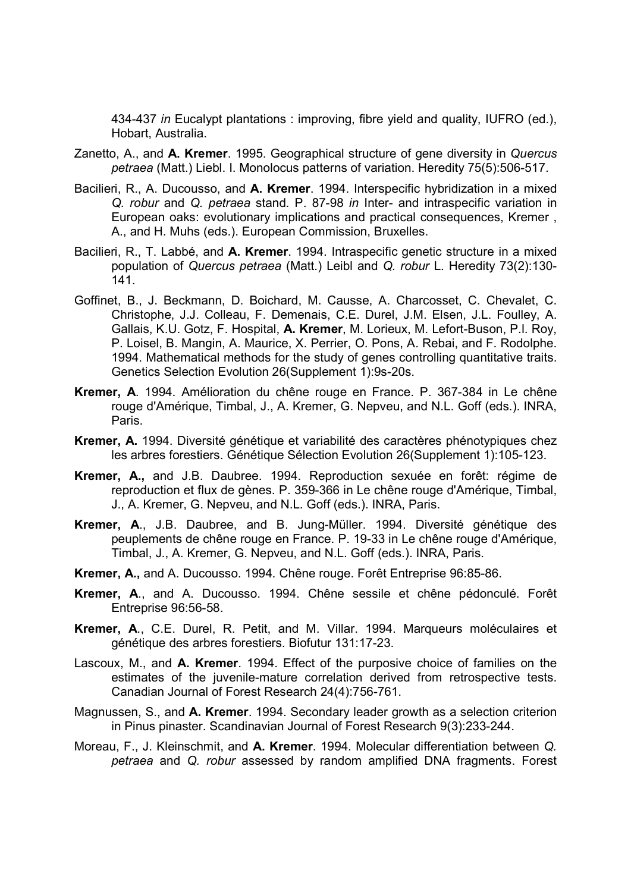434-437 *in* Eucalypt plantations : improving, fibre yield and quality, IUFRO (ed.), Hobart, Australia.

Zanetto, A., and **A. Kremer**. 1995. Geographical structure of gene diversity in *Quercus petraea* (Matt.) Liebl. I. Monolocus patterns of variation. Heredity 75(5):506-517.

Bacilieri, R., A. Ducousso, and **A. Kremer**. 1994. Interspecific hybridization in a mixed *Q. robur* and *Q. petraea* stand. P. 87-98 *in* Inter- and intraspecific variation in European oaks: evolutionary implications and practical consequences, Kremer , A., and H. Muhs (eds.). European Commission, Bruxelles.

Bacilieri, R., T. Labbé, and **A. Kremer**. 1994. Intraspecific genetic structure in a mixed population of *Quercus petraea* (Matt.) Leibl and *Q. robur* L. Heredity 73(2):130-141.

Goffinet, B., J. Beckmann, D. Boichard, M. Causse, A. Charcosset, C. Chevalet, C. Christophe, J.J. Colleau, F. Demenais, C.E. Durel, J.M. Elsen, J.L. Foulley, A. Gallais, K.U. Gotz, F. Hospital, **A. Kremer**, M. Lorieux, M. Lefort-Buson, P.I. Roy, P. Loisel, B. Mangin, A. Maurice, X. Perrier, O. Pons, A. Rebai, and F. Rodolphe. 1994. Mathematical methods for the study of genes controlling quantitative traits. Genetics Selection Evolution 26(Supplement 1):9s-20s.

**Kremer, A**. 1994. Amélioration du chêne rouge en France. P. 367-384 in Le chêne rouge d'Amérique, Timbal, J., A. Kremer, G. Nepveu, and N.L. Goff (eds.). INRA, Paris.

**Kremer, A.** 1994. Diversité génétique et variabilité des caractères phénotypiques chez les arbres forestiers. Génétique Sélection Evolution 26(Supplement 1):105-123.

**Kremer, A.,** and J.B. Daubree. 1994. Reproduction sexuée en forêt: régime de reproduction et flux de gènes. P. 359-366 in Le chêne rouge d'Amérique, Timbal, J., A. Kremer, G. Nepveu, and N.L. Goff (eds.). INRA, Paris.

**Kremer, A**., J.B. Daubree, and B. Jung-Müller. 1994. Diversité génétique des peuplements de chêne rouge en France. P. 19-33 in Le chêne rouge d'Amérique, Timbal, J., A. Kremer, G. Nepveu, and N.L. Goff (eds.). INRA, Paris.

**Kremer, A.,** and A. Ducousso. 1994. Chêne rouge. Forêt Entreprise 96:85-86.

**Kremer, A**., and A. Ducousso. 1994. Chêne sessile et chêne pédonculé. Forêt Entreprise 96:56-58.

**Kremer, A**., C.E. Durel, R. Petit, and M. Villar. 1994. Marqueurs moléculaires et génétique des arbres forestiers. Biofutur 131:17-23.

Lascoux, M., and **A. Kremer**. 1994. Effect of the purposive choice of families on the estimates of the juvenile-mature correlation derived from retrospective tests. Canadian Journal of Forest Research 24(4):756-761.

Magnussen, S., and **A. Kremer**. 1994. Secondary leader growth as a selection criterion in Pinus pinaster. Scandinavian Journal of Forest Research 9(3):233-244.

Moreau, F., J. Kleinschmit, and **A. Kremer**. 1994. Molecular differentiation between *Q. petraea* and *Q. robur* assessed by random amplified DNA fragments. Forest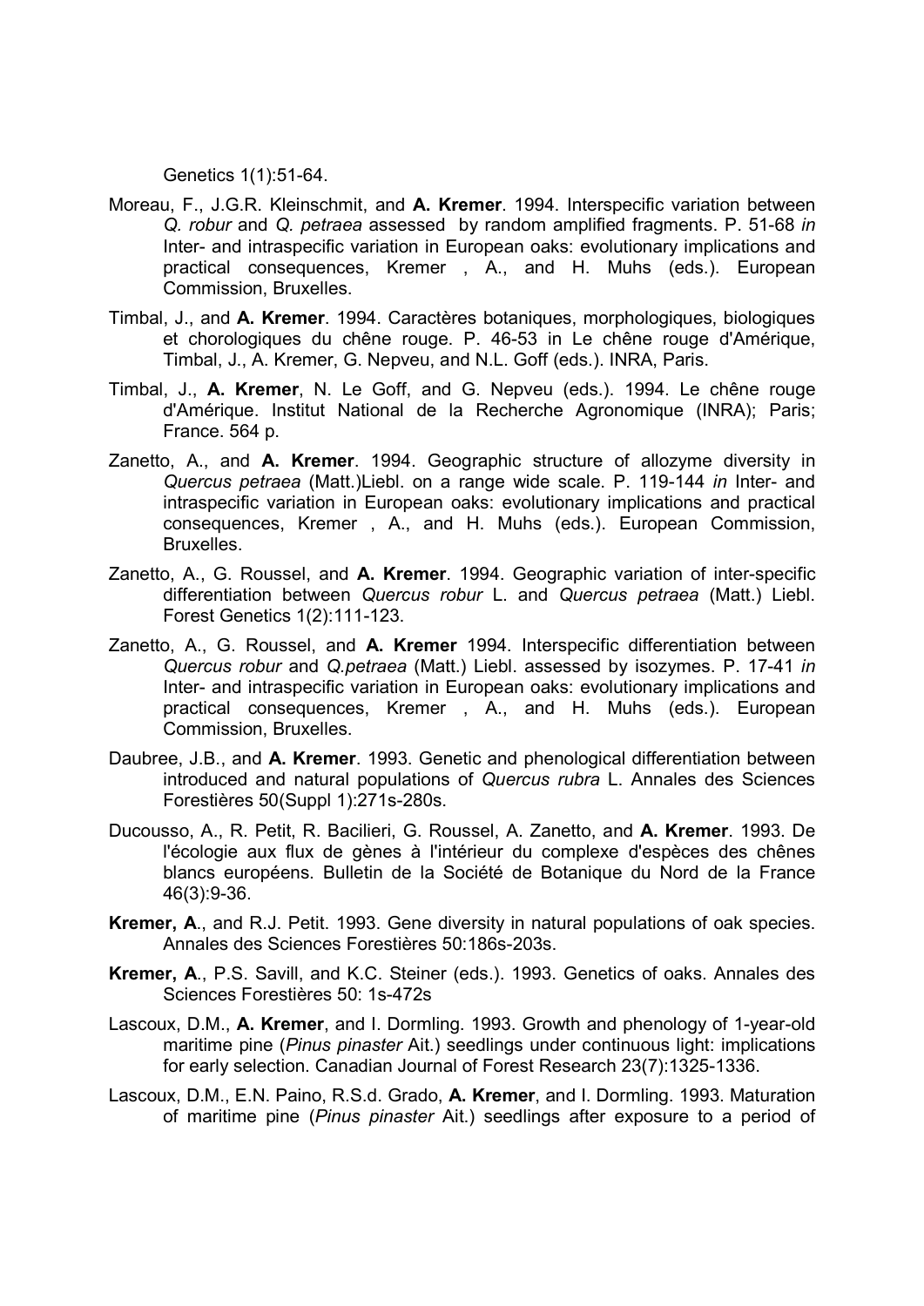Genetics 1(1):51-64.

Moreau, F., J.G.R. Kleinschmit, and **A. Kremer**. 1994. Interspecific variation between *Q. robur* and *Q. petraea* assessed by random amplified fragments. P. 51-68 *in* Inter- and intraspecific variation in European oaks: evolutionary implications and practical consequences, Kremer , A., and H. Muhs (eds.). European Commission, Bruxelles.

Timbal, J., and **A. Kremer**. 1994. Caractères botaniques, morphologiques, biologiques et chorologiques du chêne rouge. P. 46-53 in Le chêne rouge d'Amérique, Timbal, J., A. Kremer, G. Nepveu, and N.L. Goff (eds.). INRA, Paris.

Timbal, J., **A. Kremer**, N. Le Goff, and G. Nepveu (eds.). 1994. Le chêne rouge d'Amérique. Institut National de la Recherche Agronomique (INRA); Paris; France. 564 p.

Zanetto, A., and **A. Kremer**. 1994. Geographic structure of allozyme diversity in *Quercus petraea* (Matt.)Liebl. on a range wide scale. P. 119-144 *in* Inter- and intraspecific variation in European oaks: evolutionary implications and practical consequences, Kremer , A., and H. Muhs (eds.). European Commission, Bruxelles.

Zanetto, A., G. Roussel, and **A. Kremer**. 1994. Geographic variation of inter-specific differentiation between *Quercus robur* L. and *Quercus petraea* (Matt.) Liebl. Forest Genetics 1(2):111-123.

Zanetto, A., G. Roussel, and **A. Kremer** 1994. Interspecific differentiation between *Quercus robur* and *Q.petraea* (Matt.) Liebl. assessed by isozymes. P. 17-41 *in* Inter- and intraspecific variation in European oaks: evolutionary implications and practical consequences, Kremer , A., and H. Muhs (eds.). European Commission, Bruxelles.

Daubree, J.B., and **A. Kremer**. 1993. Genetic and phenological differentiation between introduced and natural populations of *Quercus rubra* L. Annales des Sciences Forestières 50(Suppl 1):271s-280s.

Ducousso, A., R. Petit, R. Bacilieri, G. Roussel, A. Zanetto, and **A. Kremer**. 1993. De l'écologie aux flux de gènes à l'intérieur du complexe d'espèces des chênes blancs européens. Bulletin de la Société de Botanique du Nord de la France 46(3):9-36.

**Kremer, A**., and R.J. Petit. 1993. Gene diversity in natural populations of oak species. Annales des Sciences Forestières 50:186s-203s.

**Kremer, A**., P.S. Savill, and K.C. Steiner (eds.). 1993. Genetics of oaks. Annales des Sciences Forestières 50: 1s-472s

Lascoux, D.M., **A. Kremer**, and I. Dormling. 1993. Growth and phenology of 1-year-old maritime pine (*Pinus pinaster* Ait.) seedlings under continuous light: implications for early selection. Canadian Journal of Forest Research 23(7):1325-1336.

Lascoux, D.M., E.N. Paino, R.S.d. Grado, **A. Kremer**, and I. Dormling. 1993. Maturation of maritime pine (*Pinus pinaster* Ait.) seedlings after exposure to a period of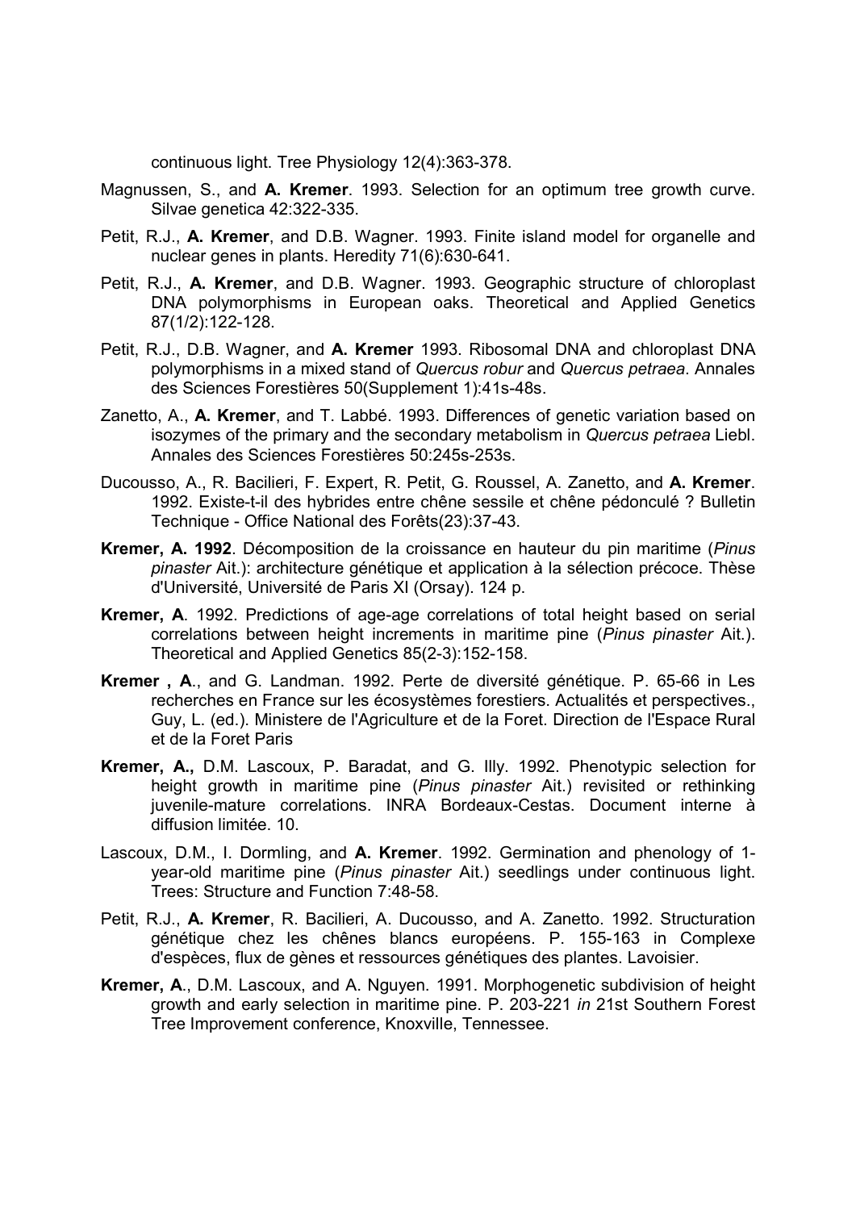continuous light. Tree Physiology 12(4):363-378.

Magnussen, S., and **A. Kremer**. 1993. Selection for an optimum tree growth curve. Silvae genetica 42:322-335.

Petit, R.J., **A. Kremer**, and D.B. Wagner. 1993. Finite island model for organelle and nuclear genes in plants. Heredity 71(6):630-641.

Petit, R.J., **A. Kremer**, and D.B. Wagner. 1993. Geographic structure of chloroplast DNA polymorphisms in European oaks. Theoretical and Applied Genetics 87(1/2):122-128.

Petit, R.J., D.B. Wagner, and **A. Kremer** 1993. Ribosomal DNA and chloroplast DNA polymorphisms in a mixed stand of *Quercus robur* and *Quercus petraea*. Annales des Sciences Forestières 50(Supplement 1):41s-48s.

Zanetto, A., **A. Kremer**, and T. Labbé. 1993. Differences of genetic variation based on isozymes of the primary and the secondary metabolism in *Quercus petraea* Liebl. Annales des Sciences Forestières 50:245s-253s.

Ducousso, A., R. Bacilieri, F. Expert, R. Petit, G. Roussel, A. Zanetto, and **A. Kremer**. 1992. Existe-t-il des hybrides entre chêne sessile et chêne pédonculé ? Bulletin Technique - Office National des Forêts(23):37-43.

**Kremer, A. 1992**. Décomposition de la croissance en hauteur du pin maritime (*Pinus pinaster* Ait.): architecture génétique et application à la sélection précoce. Thèse d'Université, Université de Paris XI (Orsay). 124 p.

**Kremer, A**. 1992. Predictions of age-age correlations of total height based on serial correlations between height increments in maritime pine (*Pinus pinaster* Ait.). Theoretical and Applied Genetics 85(2-3):152-158.

**Kremer , A**., and G. Landman. 1992. Perte de diversité génétique. P. 65-66 in Les recherches en France sur les écosystèmes forestiers. Actualités et perspectives., Guy, L. (ed.). Ministere de l'Agriculture et de la Foret. Direction de l'Espace Rural et de la Foret Paris

**Kremer, A.,** D.M. Lascoux, P. Baradat, and G. Illy. 1992. Phenotypic selection for height growth in maritime pine (*Pinus pinaster* Ait.) revisited or rethinking juvenile-mature correlations. INRA Bordeaux-Cestas. Document interne à diffusion limitée. 10.

Lascoux, D.M., I. Dormling, and **A. Kremer**. 1992. Germination and phenology of 1-year-old maritime pine (*Pinus pinaster* Ait.) seedlings under continuous light. Trees: Structure and Function 7:48-58.

Petit, R.J., **A. Kremer**, R. Bacilieri, A. Ducousso, and A. Zanetto. 1992. Structuration génétique chez les chênes blancs européens. P. 155-163 in Complexe d'espèces, flux de gènes et ressources génétiques des plantes. Lavoisier.

**Kremer, A**., D.M. Lascoux, and A. Nguyen. 1991. Morphogenetic subdivision of height growth and early selection in maritime pine. P. 203-221 *in* 21st Southern Forest Tree Improvement conference, Knoxville, Tennessee.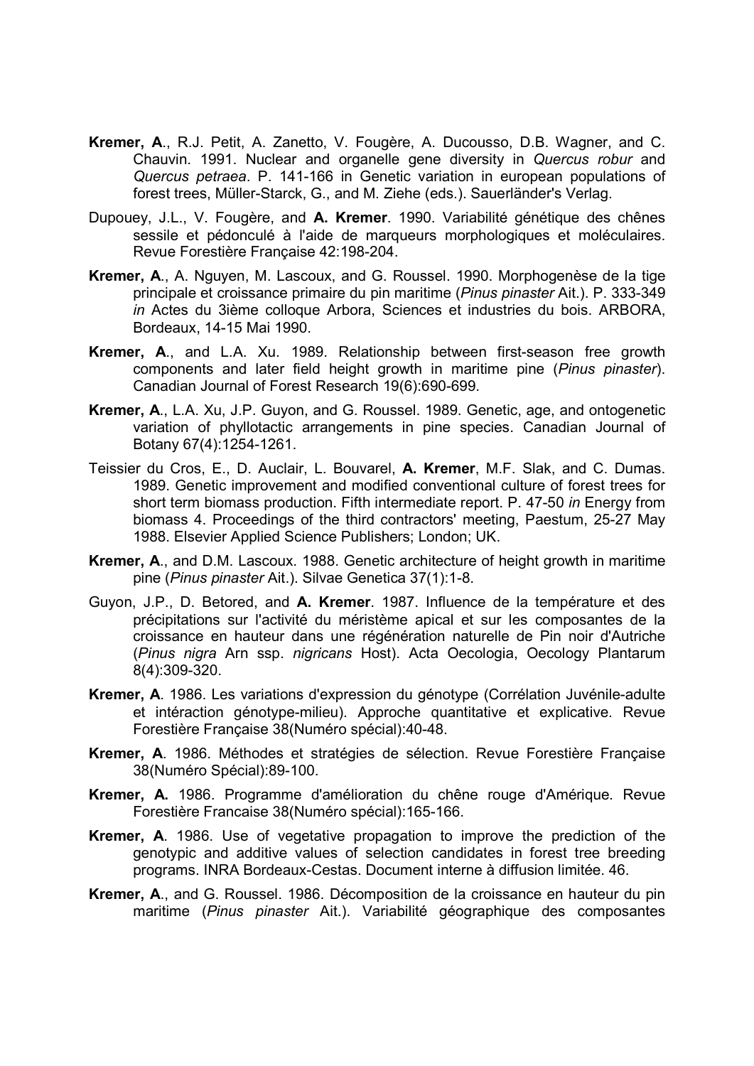**Kremer, A**., R.J. Petit, A. Zanetto, V. Fougère, A. Ducousso, D.B. Wagner, and C. Chauvin. 1991. Nuclear and organelle gene diversity in *Quercus robur* and *Quercus petraea*. P. 141-166 in Genetic variation in european populations of forest trees, Müller-Starck, G., and M. Ziehe (eds.). Sauerländer's Verlag.

Dupouey, J.L., V. Fougère, and **A. Kremer**. 1990. Variabilité génétique des chênes sessile et pédonculé à l'aide de marqueurs morphologiques et moléculaires. Revue Forestière Française 42:198-204.

**Kremer, A**., A. Nguyen, M. Lascoux, and G. Roussel. 1990. Morphogenèse de la tige principale et croissance primaire du pin maritime (*Pinus pinaster* Ait.). P. 333-349 *in* Actes du 3ième colloque Arbora, Sciences et industries du bois. ARBORA, Bordeaux, 14-15 Mai 1990.

**Kremer, A**., and L.A. Xu. 1989. Relationship between first-season free growth components and later field height growth in maritime pine (*Pinus pinaster*). Canadian Journal of Forest Research 19(6):690-699.

**Kremer, A**., L.A. Xu, J.P. Guyon, and G. Roussel. 1989. Genetic, age, and ontogenetic variation of phyllotactic arrangements in pine species. Canadian Journal of Botany 67(4):1254-1261.

Teissier du Cros, E., D. Auclair, L. Bouvarel, **A. Kremer**, M.F. Slak, and C. Dumas. 1989. Genetic improvement and modified conventional culture of forest trees for short term biomass production. Fifth intermediate report. P. 47-50 *in* Energy from biomass 4. Proceedings of the third contractors' meeting, Paestum, 25-27 May 1988. Elsevier Applied Science Publishers; London; UK.

**Kremer, A**., and D.M. Lascoux. 1988. Genetic architecture of height growth in maritime pine (*Pinus pinaster* Ait.). Silvae Genetica 37(1):1-8.

Guyon, J.P., D. Betored, and **A. Kremer**. 1987. Influence de la température et des précipitations sur l'activité du méristème apical et sur les composantes de la croissance en hauteur dans une régénération naturelle de Pin noir d'Autriche (*Pinus nigra* Arn ssp. *nigricans* Host). Acta Oecologia, Oecology Plantarum 8(4):309-320.

**Kremer, A**. 1986. Les variations d'expression du génotype (Corrélation Juvénile-adulte et intéraction génotype-milieu). Approche quantitative et explicative. Revue Forestière Française 38(Numéro spécial):40-48.

**Kremer, A**. 1986. Méthodes et stratégies de sélection. Revue Forestière Française 38(Numéro Spécial):89-100.

**Kremer, A.** 1986. Programme d'amélioration du chêne rouge d'Amérique. Revue Forestière Francaise 38(Numéro spécial):165-166.

**Kremer, A**. 1986. Use of vegetative propagation to improve the prediction of the genotypic and additive values of selection candidates in forest tree breeding programs. INRA Bordeaux-Cestas. Document interne à diffusion limitée. 46.

**Kremer, A**., and G. Roussel. 1986. Décomposition de la croissance en hauteur du pin maritime (*Pinus pinaster* Ait.). Variabilité géographique des composantes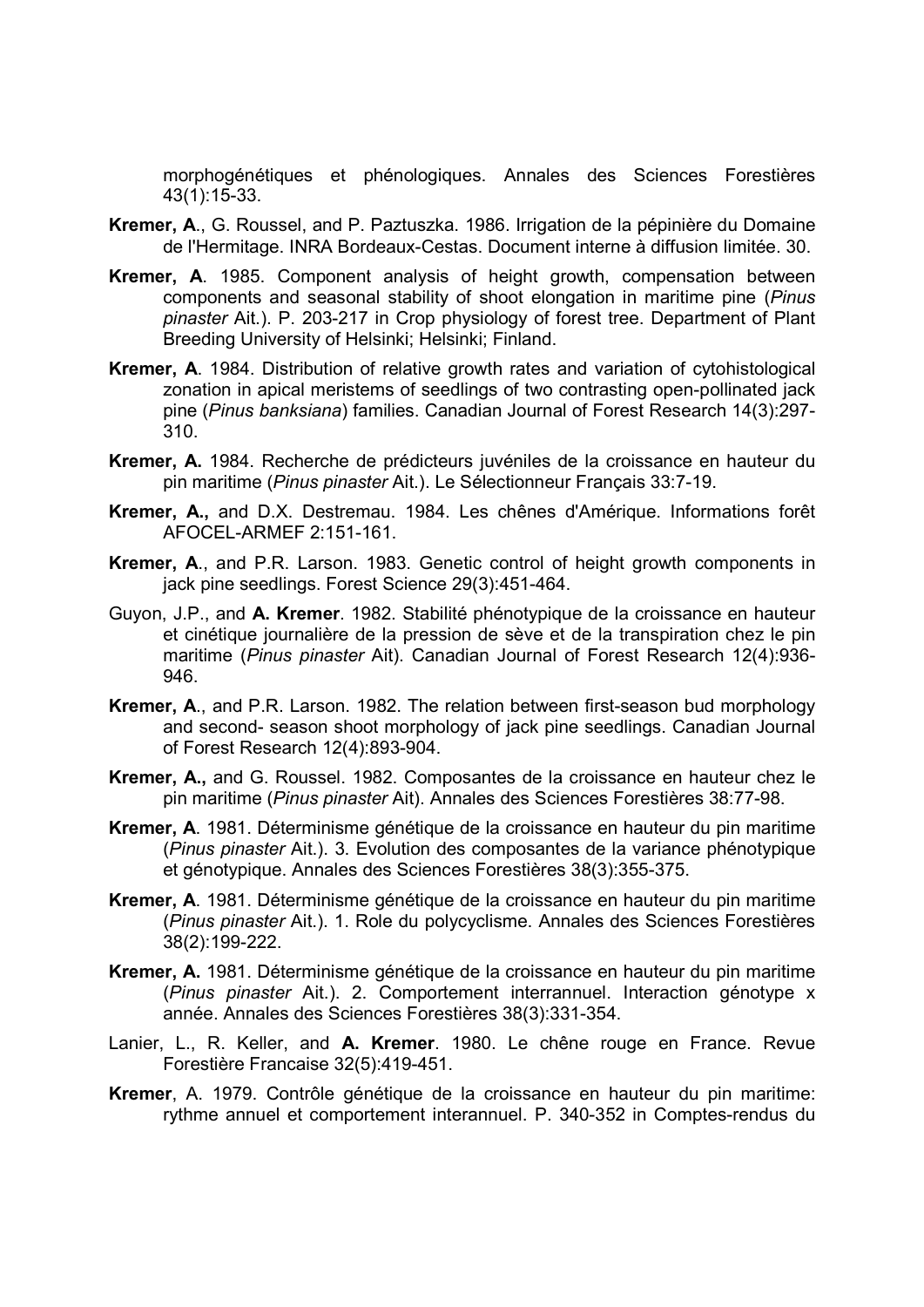morphogénétiques et phénologiques. Annales des Sciences Forestières 43(1):15-33.

**Kremer, A**., G. Roussel, and P. Paztuszka. 1986. Irrigation de la pépinière du Domaine de l'Hermitage. INRA Bordeaux-Cestas. Document interne à diffusion limitée. 30.

**Kremer, A**. 1985. Component analysis of height growth, compensation between components and seasonal stability of shoot elongation in maritime pine (*Pinus pinaster* Ait.). P. 203-217 in Crop physiology of forest tree. Department of Plant Breeding University of Helsinki; Helsinki; Finland.

**Kremer, A**. 1984. Distribution of relative growth rates and variation of cytohistological zonation in apical meristems of seedlings of two contrasting open-pollinated jack pine (*Pinus banksiana*) families. Canadian Journal of Forest Research 14(3):297-310.

**Kremer, A.** 1984. Recherche de prédicteurs juvéniles de la croissance en hauteur du pin maritime (*Pinus pinaster* Ait.). Le Sélectionneur Français 33:7-19.

**Kremer, A.,** and D.X. Destremau. 1984. Les chênes d'Amérique. Informations forêt AFOCEL-ARMEF 2:151-161.

**Kremer, A**., and P.R. Larson. 1983. Genetic control of height growth components in jack pine seedlings. Forest Science 29(3):451-464.

Guyon, J.P., and **A. Kremer**. 1982. Stabilité phénotypique de la croissance en hauteur et cinétique journalière de la pression de sève et de la transpiration chez le pin maritime (*Pinus pinaster* Ait). Canadian Journal of Forest Research 12(4):936-946.

**Kremer, A**., and P.R. Larson. 1982. The relation between first-season bud morphology and second- season shoot morphology of jack pine seedlings. Canadian Journal of Forest Research 12(4):893-904.

**Kremer, A.,** and G. Roussel. 1982. Composantes de la croissance en hauteur chez le pin maritime (*Pinus pinaster* Ait). Annales des Sciences Forestières 38:77-98.

**Kremer, A**. 1981. Déterminisme génétique de la croissance en hauteur du pin maritime (*Pinus pinaster* Ait.). 3. Evolution des composantes de la variance phénotypique et génotypique. Annales des Sciences Forestières 38(3):355-375.

**Kremer, A**. 1981. Déterminisme génétique de la croissance en hauteur du pin maritime (*Pinus pinaster* Ait.). 1. Role du polycyclisme. Annales des Sciences Forestières 38(2):199-222.

**Kremer, A.** 1981. Déterminisme génétique de la croissance en hauteur du pin maritime (*Pinus pinaster* Ait.). 2. Comportement interrannuel. Interaction génotype x année. Annales des Sciences Forestières 38(3):331-354.

Lanier, L., R. Keller, and **A. Kremer**. 1980. Le chêne rouge en France. Revue Forestière Francaise 32(5):419-451.

**Kremer**, A. 1979. Contrôle génétique de la croissance en hauteur du pin maritime: rythme annuel et comportement interannuel. P. 340-352 in Comptes-rendus du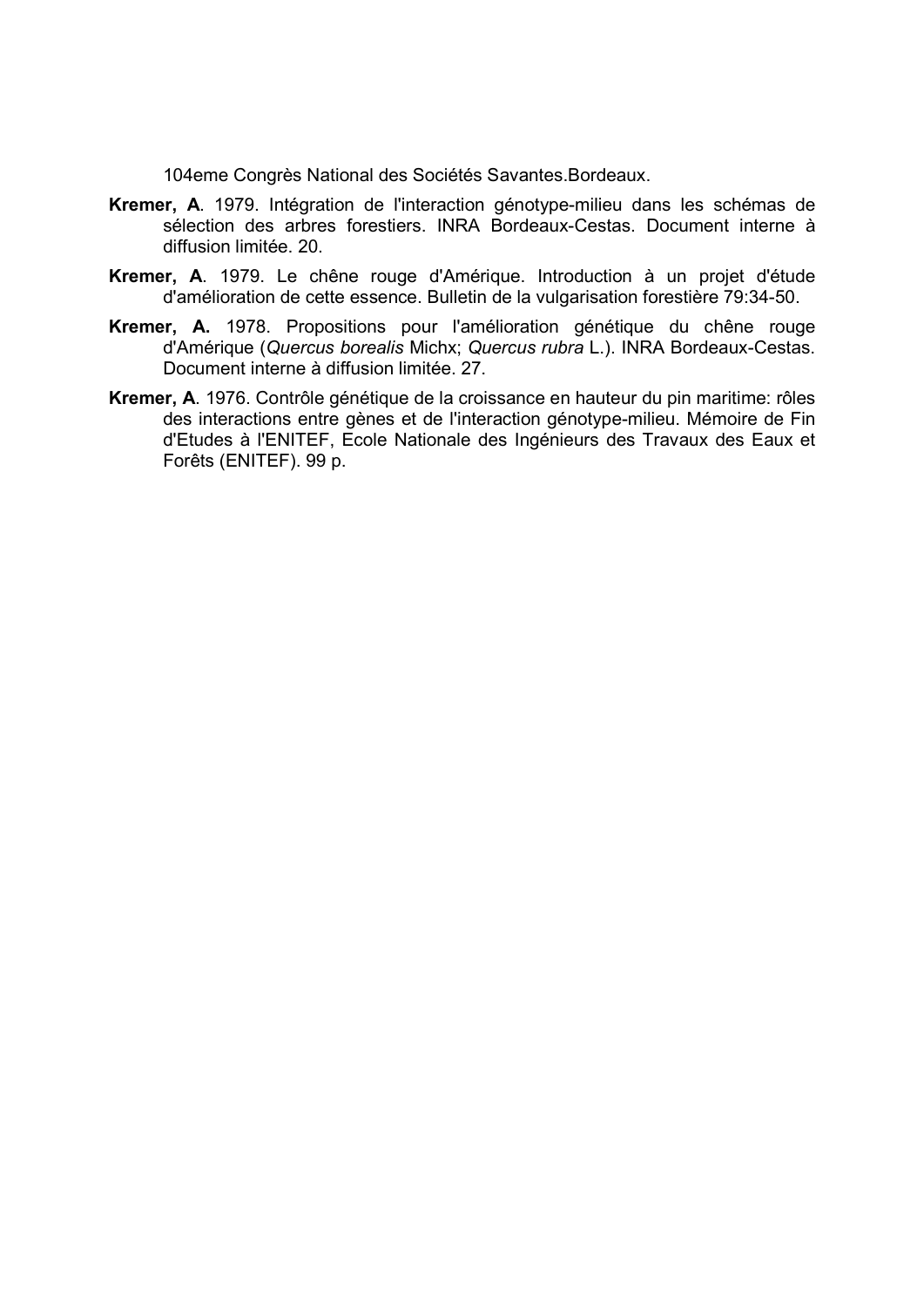104eme Congrès National des Sociétés Savantes.Bordeaux.

**Kremer, A**. 1979. Intégration de l'interaction génotype-milieu dans les schémas de sélection des arbres forestiers. INRA Bordeaux-Cestas. Document interne à diffusion limitée. 20.

**Kremer, A**. 1979. Le chêne rouge d'Amérique. Introduction à un projet d'étude d'amélioration de cette essence. Bulletin de la vulgarisation forestière 79:34-50.

**Kremer, A.** 1978. Propositions pour l'amélioration génétique du chêne rouge d'Amérique (*Quercus borealis* Michx; *Quercus rubra* L.). INRA Bordeaux-Cestas. Document interne à diffusion limitée. 27.

**Kremer, A**. 1976. Contrôle génétique de la croissance en hauteur du pin maritime: rôles des interactions entre gènes et de l'interaction génotype-milieu. Mémoire de Fin d'Etudes à l'ENITEF, Ecole Nationale des Ingénieurs des Travaux des Eaux et Forêts (ENITEF). 99 p.